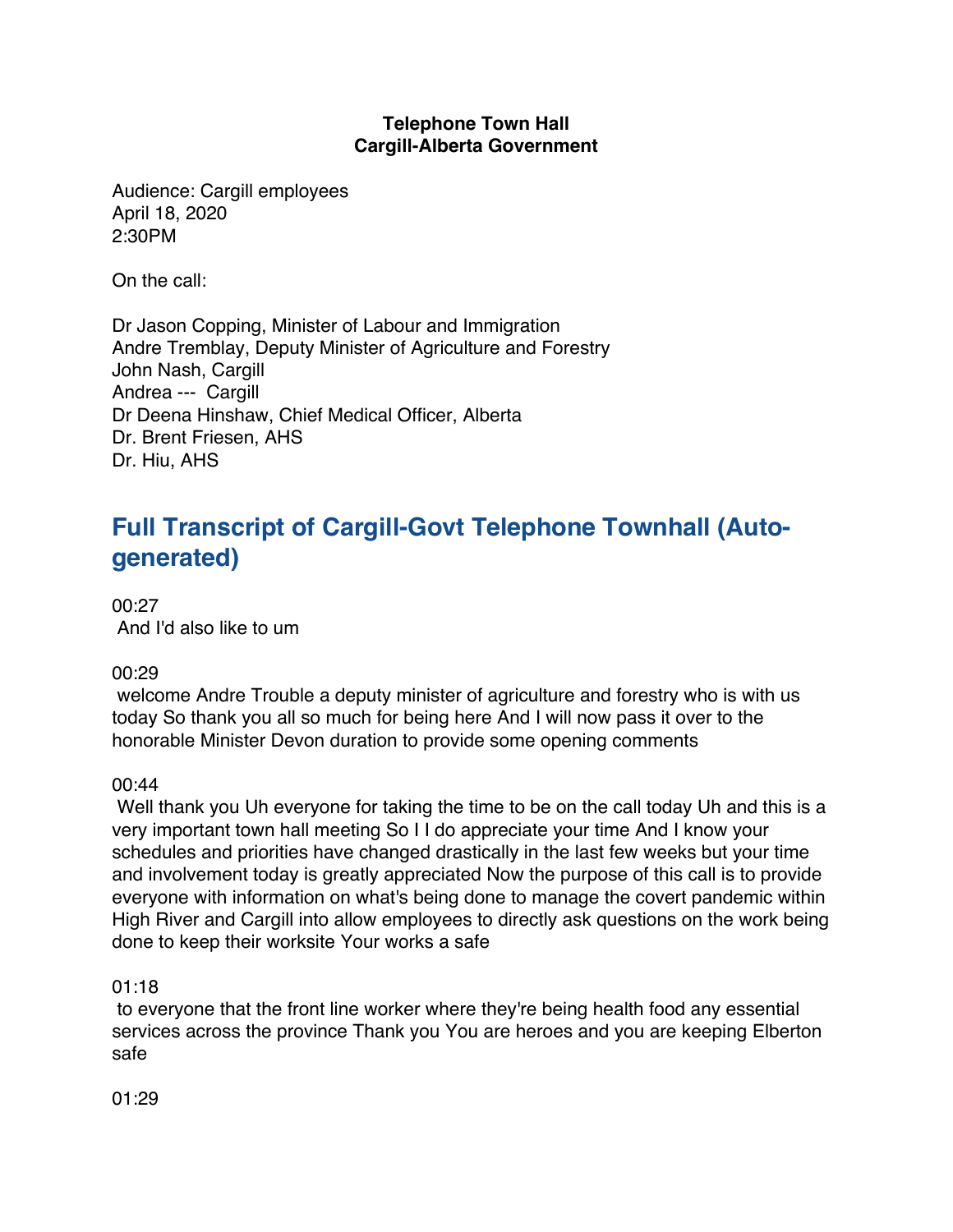**Telephone Town Hall**
**Cargill-Alberta Government**

Audience: Cargill employees
April 18, 2020
2:30PM

On the call:

Dr Jason Copping, Minister of Labour and Immigration
Andre Tremblay, Deputy Minister of Agriculture and Forestry
John Nash, Cargill
Andrea --- Cargill
Dr Deena Hinshaw, Chief Medical Officer, Alberta
Dr. Brent Friesen, AHS
Dr. Hiu, AHS

## Full Transcript of Cargill-Govt Telephone Townhall (Auto-generated)

00:27
And I'd also like to um

00:29
welcome Andre Trouble a deputy minister of agriculture and forestry who is with us today So thank you all so much for being here And I will now pass it over to the honorable Minister Devon duration to provide some opening comments

00:44
Well thank you Uh everyone for taking the time to be on the call today Uh and this is a very important town hall meeting So I I do appreciate your time And I know your schedules and priorities have changed drastically in the last few weeks but your time and involvement today is greatly appreciated Now the purpose of this call is to provide everyone with information on what's being done to manage the covert pandemic within High River and Cargill into allow employees to directly ask questions on the work being done to keep their worksite Your works a safe

01:18
to everyone that the front line worker where they're being health food any essential services across the province Thank you You are heroes and you are keeping Elberton safe

01:29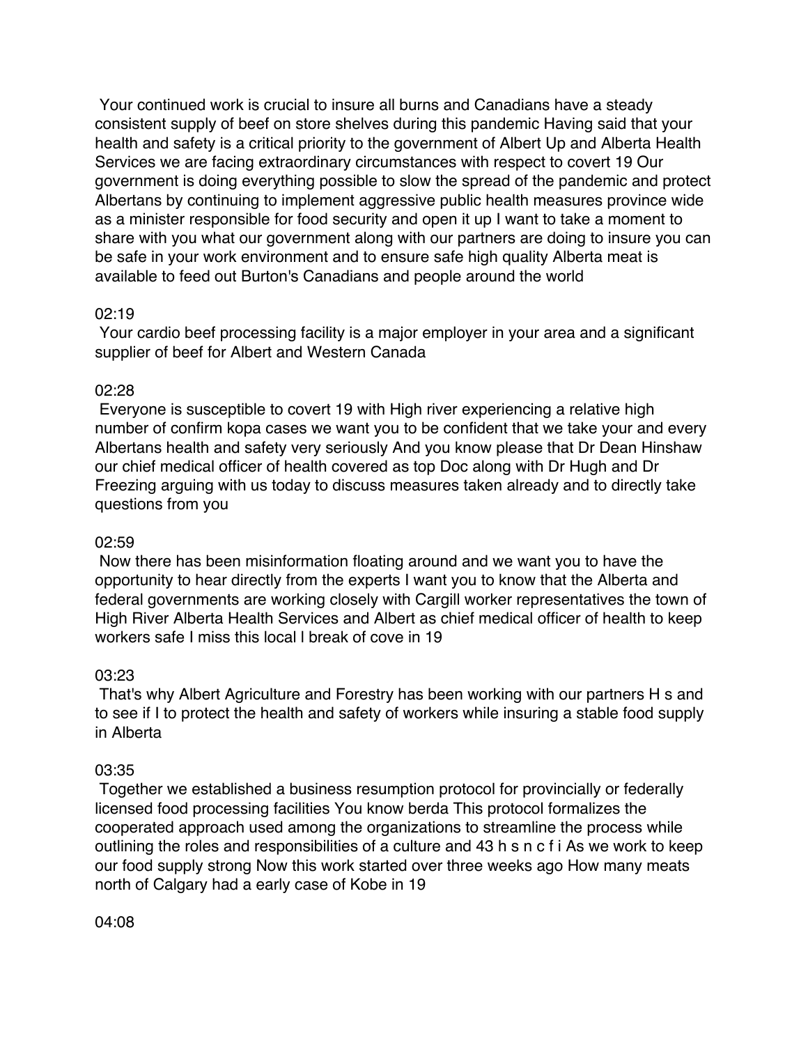Your continued work is crucial to insure all burns and Canadians have a steady consistent supply of beef on store shelves during this pandemic Having said that your health and safety is a critical priority to the government of Albert Up and Alberta Health Services we are facing extraordinary circumstances with respect to covert 19 Our government is doing everything possible to slow the spread of the pandemic and protect Albertans by continuing to implement aggressive public health measures province wide as a minister responsible for food security and open it up I want to take a moment to share with you what our government along with our partners are doing to insure you can be safe in your work environment and to ensure safe high quality Alberta meat is available to feed out Burton's Canadians and people around the world

02:19

Your cardio beef processing facility is a major employer in your area and a significant supplier of beef for Albert and Western Canada

02:28

Everyone is susceptible to covert 19 with High river experiencing a relative high number of confirm kopa cases we want you to be confident that we take your and every Albertans health and safety very seriously And you know please that Dr Dean Hinshaw our chief medical officer of health covered as top Doc along with Dr Hugh and Dr Freezing arguing with us today to discuss measures taken already and to directly take questions from you

02:59

Now there has been misinformation floating around and we want you to have the opportunity to hear directly from the experts I want you to know that the Alberta and federal governments are working closely with Cargill worker representatives the town of High River Alberta Health Services and Albert as chief medical officer of health to keep workers safe I miss this local l break of cove in 19

03:23

That's why Albert Agriculture and Forestry has been working with our partners H s and to see if I to protect the health and safety of workers while insuring a stable food supply in Alberta

03:35

Together we established a business resumption protocol for provincially or federally licensed food processing facilities You know berda This protocol formalizes the cooperated approach used among the organizations to streamline the process while outlining the roles and responsibilities of a culture and 43 h s n c f i As we work to keep our food supply strong Now this work started over three weeks ago How many meats north of Calgary had a early case of Kobe in 19

04:08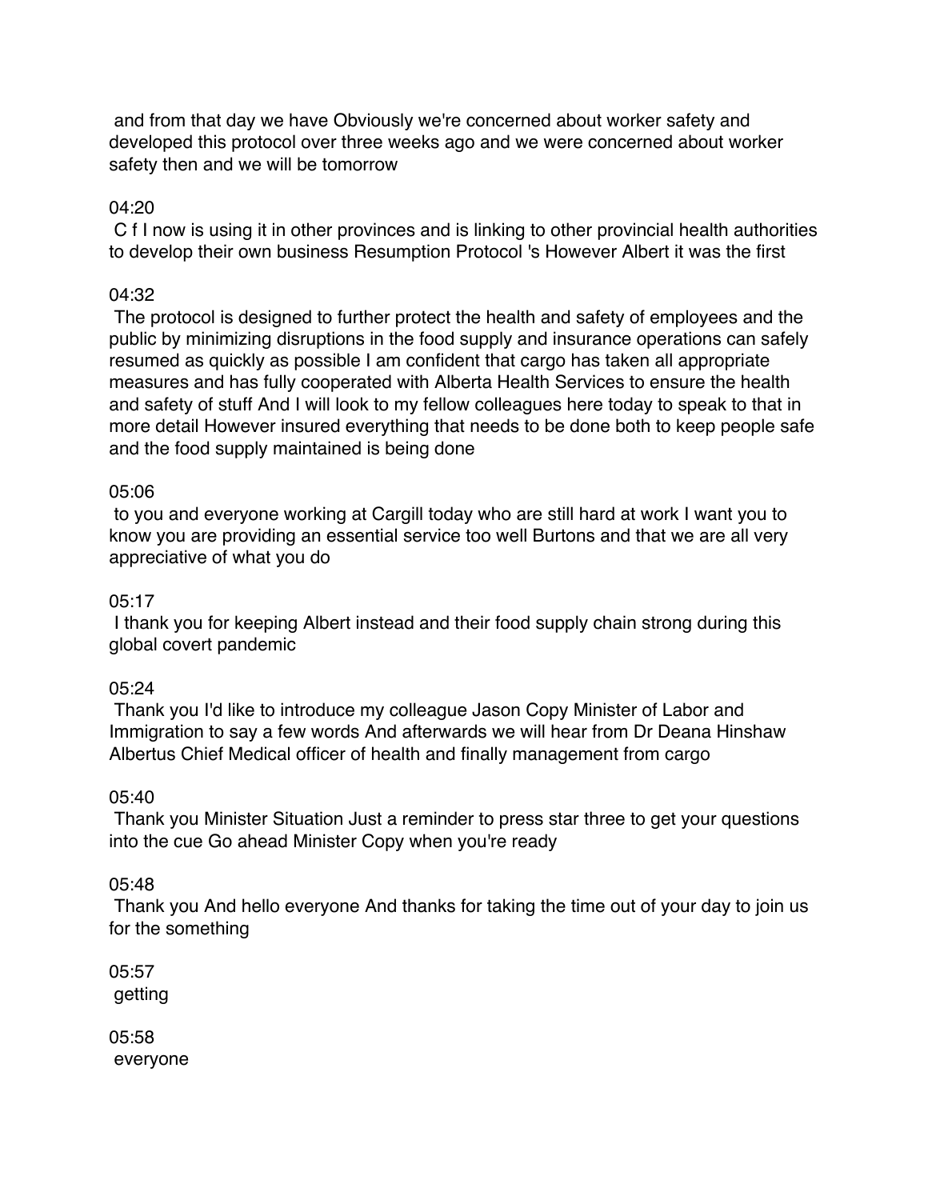and from that day we have Obviously we're concerned about worker safety and developed this protocol over three weeks ago and we were concerned about worker safety then and we will be tomorrow

04:20

C f I now is using it in other provinces and is linking to other provincial health authorities to develop their own business Resumption Protocol 's However Albert it was the first

04:32

The protocol is designed to further protect the health and safety of employees and the public by minimizing disruptions in the food supply and insurance operations can safely resumed as quickly as possible I am confident that cargo has taken all appropriate measures and has fully cooperated with Alberta Health Services to ensure the health and safety of stuff And I will look to my fellow colleagues here today to speak to that in more detail However insured everything that needs to be done both to keep people safe and the food supply maintained is being done

05:06

to you and everyone working at Cargill today who are still hard at work I want you to know you are providing an essential service too well Burtons and that we are all very appreciative of what you do

05:17

I thank you for keeping Albert instead and their food supply chain strong during this global covert pandemic

05:24

Thank you I'd like to introduce my colleague Jason Copy Minister of Labor and Immigration to say a few words And afterwards we will hear from Dr Deana Hinshaw Albertus Chief Medical officer of health and finally management from cargo

05:40

Thank you Minister Situation Just a reminder to press star three to get your questions into the cue Go ahead Minister Copy when you're ready

05:48

Thank you And hello everyone And thanks for taking the time out of your day to join us for the something

05:57

getting

05:58

everyone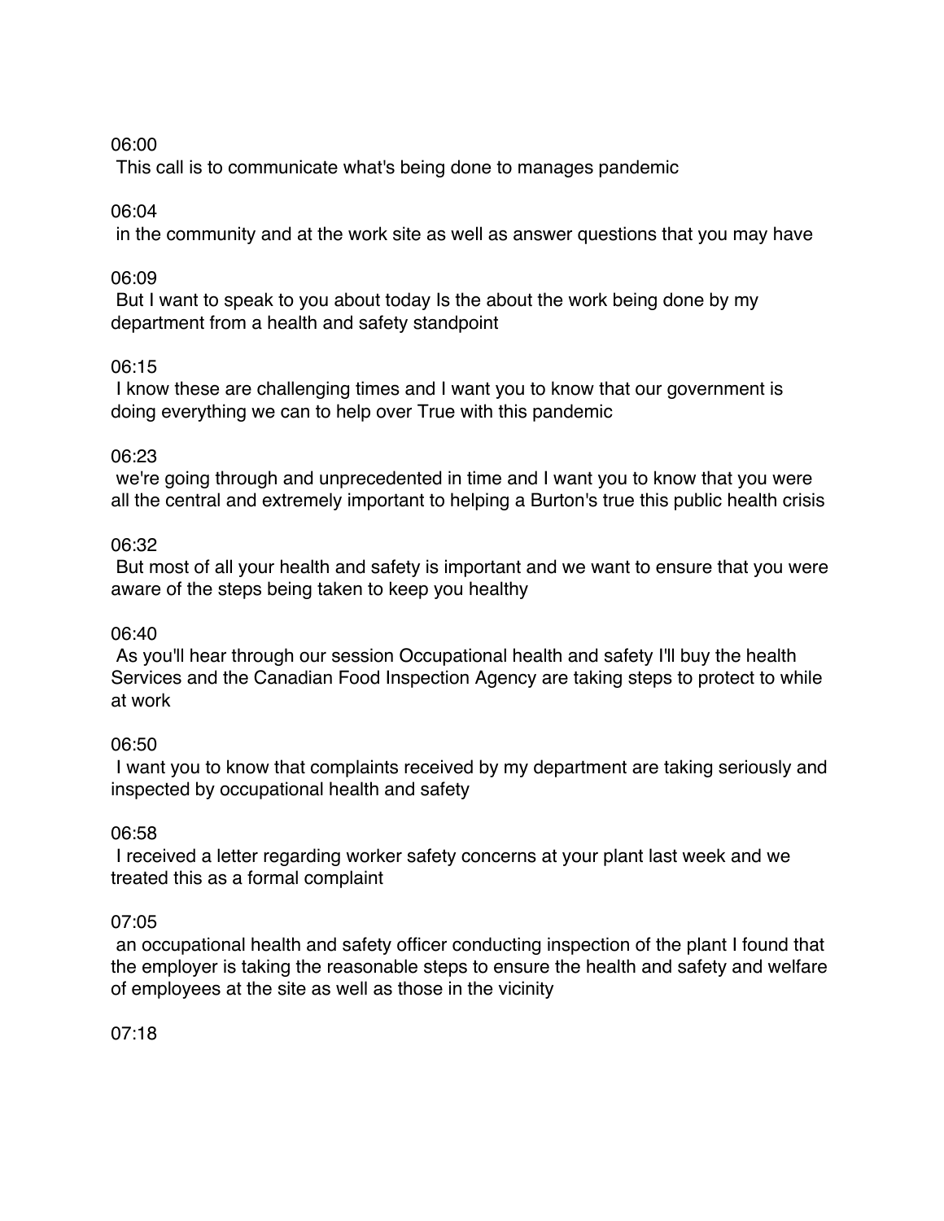06:00
 This call is to communicate what's being done to manages pandemic

06:04
 in the community and at the work site as well as answer questions that you may have

06:09
 But I want to speak to you about today Is the about the work being done by my department from a health and safety standpoint

06:15
 I know these are challenging times and I want you to know that our government is doing everything we can to help over True with this pandemic

06:23
 we're going through and unprecedented in time and I want you to know that you were all the central and extremely important to helping a Burton's true this public health crisis

06:32
 But most of all your health and safety is important and we want to ensure that you were aware of the steps being taken to keep you healthy

06:40
 As you'll hear through our session Occupational health and safety I'll buy the health Services and the Canadian Food Inspection Agency are taking steps to protect to while at work

06:50
 I want you to know that complaints received by my department are taking seriously and inspected by occupational health and safety

06:58
 I received a letter regarding worker safety concerns at your plant last week and we treated this as a formal complaint

07:05
 an occupational health and safety officer conducting inspection of the plant I found that the employer is taking the reasonable steps to ensure the health and safety and welfare of employees at the site as well as those in the vicinity

07:18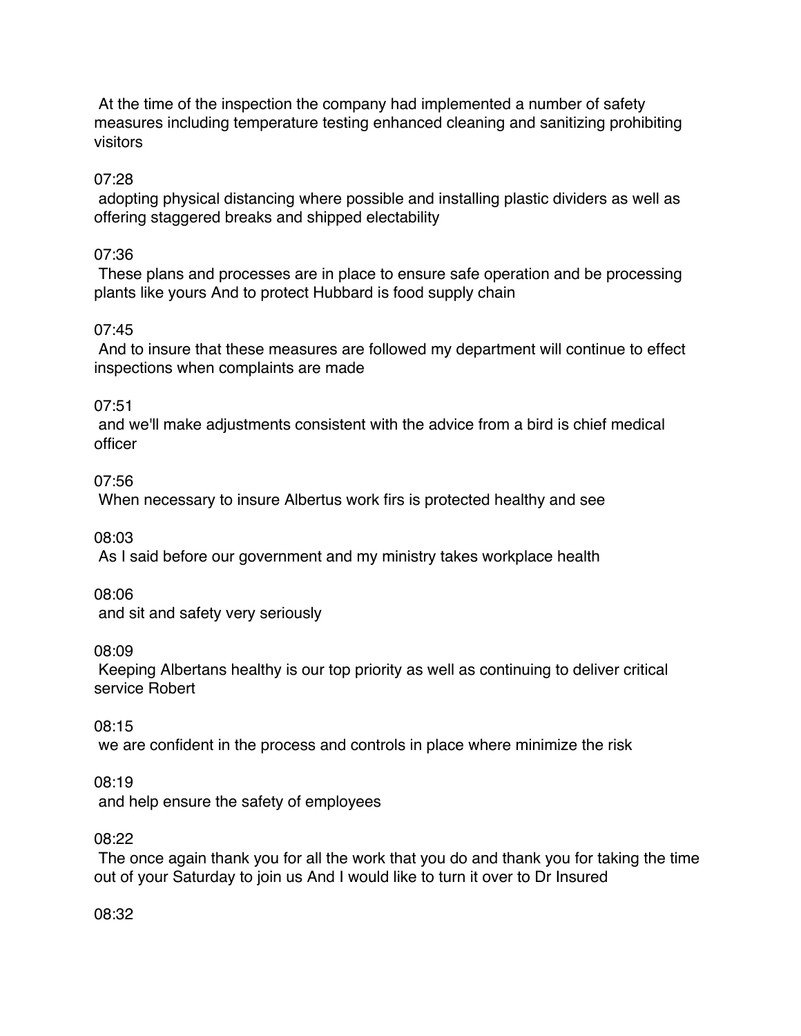At the time of the inspection the company had implemented a number of safety measures including temperature testing enhanced cleaning and sanitizing prohibiting visitors

07:28

adopting physical distancing where possible and installing plastic dividers as well as offering staggered breaks and shipped electability

07:36

These plans and processes are in place to ensure safe operation and be processing plants like yours And to protect Hubbard is food supply chain

07:45

And to insure that these measures are followed my department will continue to effect inspections when complaints are made

07:51

and we'll make adjustments consistent with the advice from a bird is chief medical officer

07:56

When necessary to insure Albertus work firs is protected healthy and see

08:03

As I said before our government and my ministry takes workplace health

08:06

and sit and safety very seriously

08:09

Keeping Albertans healthy is our top priority as well as continuing to deliver critical service Robert

08:15

we are confident in the process and controls in place where minimize the risk

08:19

and help ensure the safety of employees

08:22

The once again thank you for all the work that you do and thank you for taking the time out of your Saturday to join us And I would like to turn it over to Dr Insured

08:32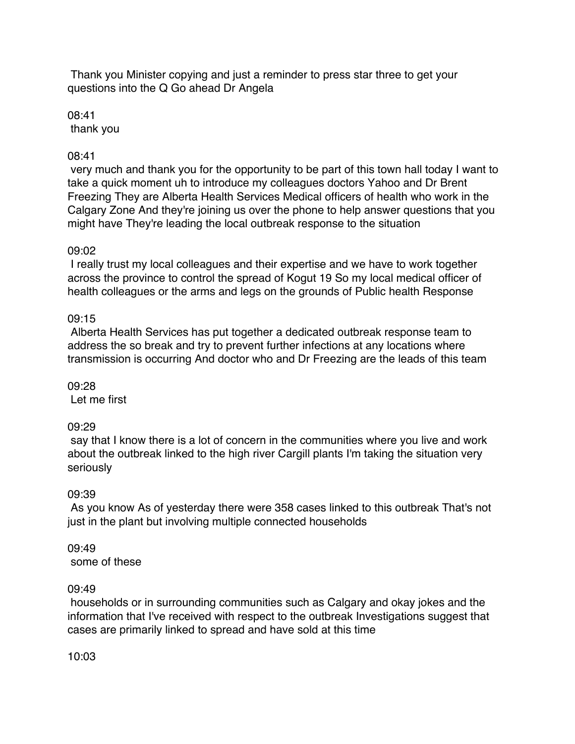Thank you Minister copying and just a reminder to press star three to get your questions into the Q Go ahead Dr Angela

08:41
thank you

08:41
very much and thank you for the opportunity to be part of this town hall today I want to take a quick moment uh to introduce my colleagues doctors Yahoo and Dr Brent Freezing They are Alberta Health Services Medical officers of health who work in the Calgary Zone And they're joining us over the phone to help answer questions that you might have They're leading the local outbreak response to the situation

09:02
I really trust my local colleagues and their expertise and we have to work together across the province to control the spread of Kogut 19 So my local medical officer of health colleagues or the arms and legs on the grounds of Public health Response

09:15
Alberta Health Services has put together a dedicated outbreak response team to address the so break and try to prevent further infections at any locations where transmission is occurring And doctor who and Dr Freezing are the leads of this team

09:28
Let me first

09:29
say that I know there is a lot of concern in the communities where you live and work about the outbreak linked to the high river Cargill plants I'm taking the situation very seriously

09:39
As you know As of yesterday there were 358 cases linked to this outbreak That's not just in the plant but involving multiple connected households

09:49
some of these

09:49
households or in surrounding communities such as Calgary and okay jokes and the information that I've received with respect to the outbreak Investigations suggest that cases are primarily linked to spread and have sold at this time

10:03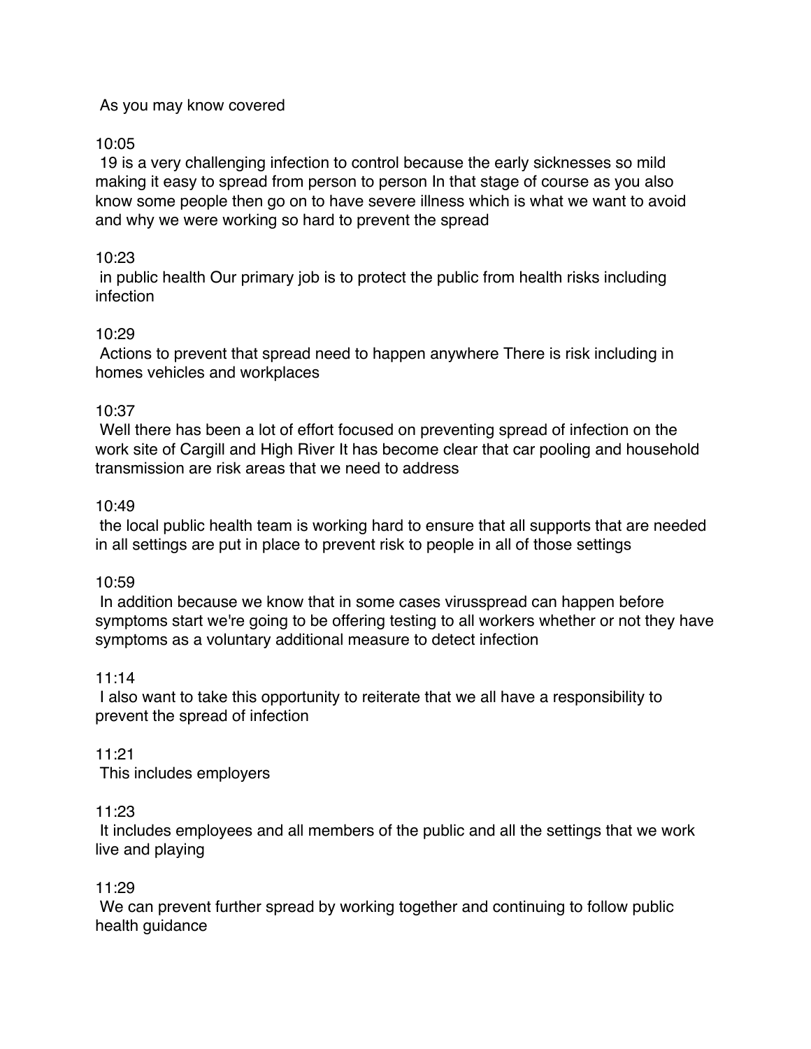As you may know covered

10:05

19 is a very challenging infection to control because the early sicknesses so mild making it easy to spread from person to person In that stage of course as you also know some people then go on to have severe illness which is what we want to avoid and why we were working so hard to prevent the spread

10:23

in public health Our primary job is to protect the public from health risks including infection

10:29

Actions to prevent that spread need to happen anywhere There is risk including in homes vehicles and workplaces

10:37

Well there has been a lot of effort focused on preventing spread of infection on the work site of Cargill and High River It has become clear that car pooling and household transmission are risk areas that we need to address

10:49

the local public health team is working hard to ensure that all supports that are needed in all settings are put in place to prevent risk to people in all of those settings

10:59

In addition because we know that in some cases virusspread can happen before symptoms start we're going to be offering testing to all workers whether or not they have symptoms as a voluntary additional measure to detect infection

11:14

I also want to take this opportunity to reiterate that we all have a responsibility to prevent the spread of infection

11:21

This includes employers

11:23

It includes employees and all members of the public and all the settings that we work live and playing

11:29

We can prevent further spread by working together and continuing to follow public health guidance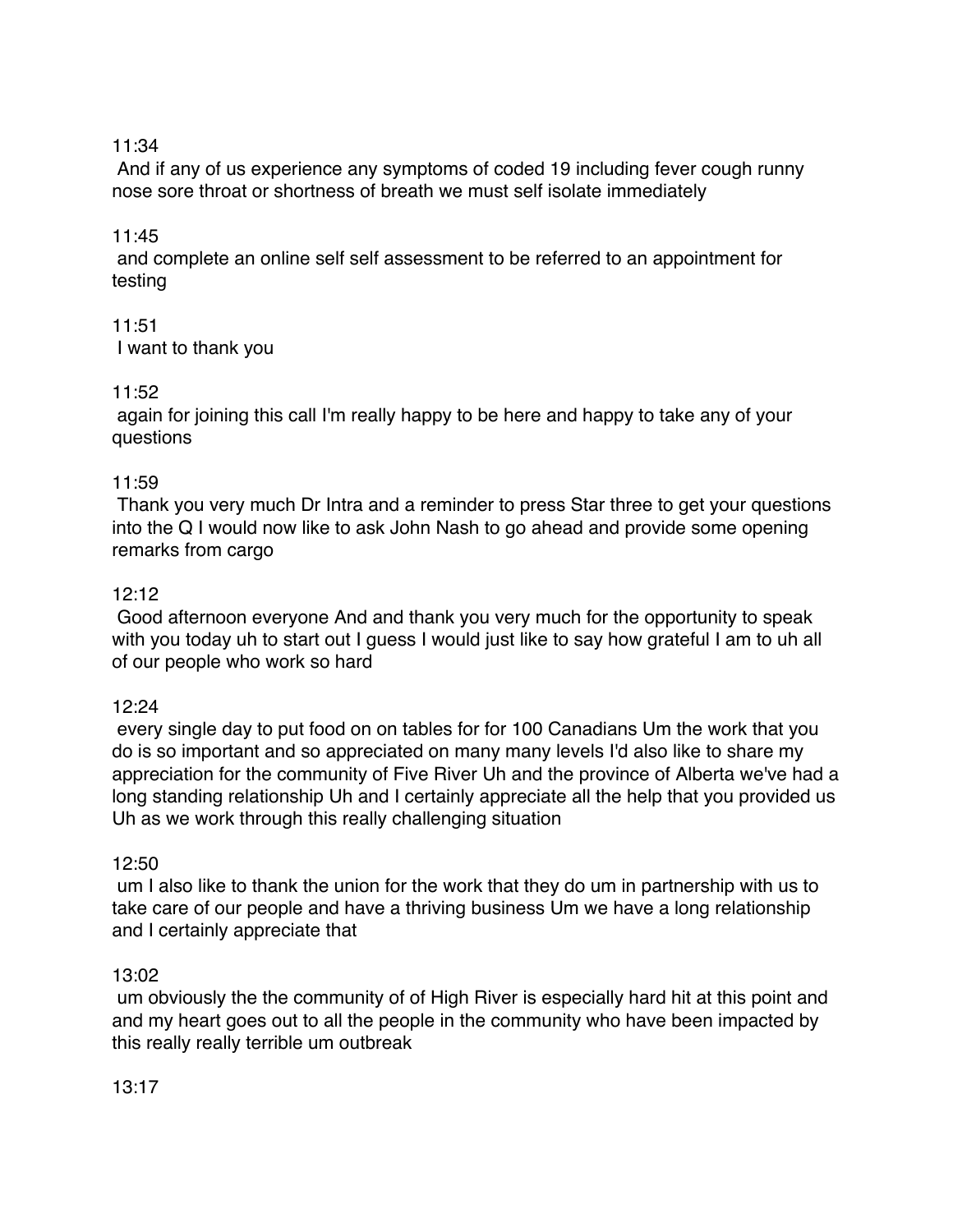11:34

And if any of us experience any symptoms of coded 19 including fever cough runny nose sore throat or shortness of breath we must self isolate immediately

11:45

and complete an online self self assessment to be referred to an appointment for testing

11:51

I want to thank you

11:52

again for joining this call I'm really happy to be here and happy to take any of your questions

11:59

Thank you very much Dr Intra and a reminder to press Star three to get your questions into the Q I would now like to ask John Nash to go ahead and provide some opening remarks from cargo

12:12

Good afternoon everyone And and thank you very much for the opportunity to speak with you today uh to start out I guess I would just like to say how grateful I am to uh all of our people who work so hard

12:24

every single day to put food on on tables for for 100 Canadians Um the work that you do is so important and so appreciated on many many levels I'd also like to share my appreciation for the community of Five River Uh and the province of Alberta we've had a long standing relationship Uh and I certainly appreciate all the help that you provided us Uh as we work through this really challenging situation

12:50

um I also like to thank the union for the work that they do um in partnership with us to take care of our people and have a thriving business Um we have a long relationship and I certainly appreciate that

13:02

um obviously the the community of of High River is especially hard hit at this point and and my heart goes out to all the people in the community who have been impacted by this really really terrible um outbreak

13:17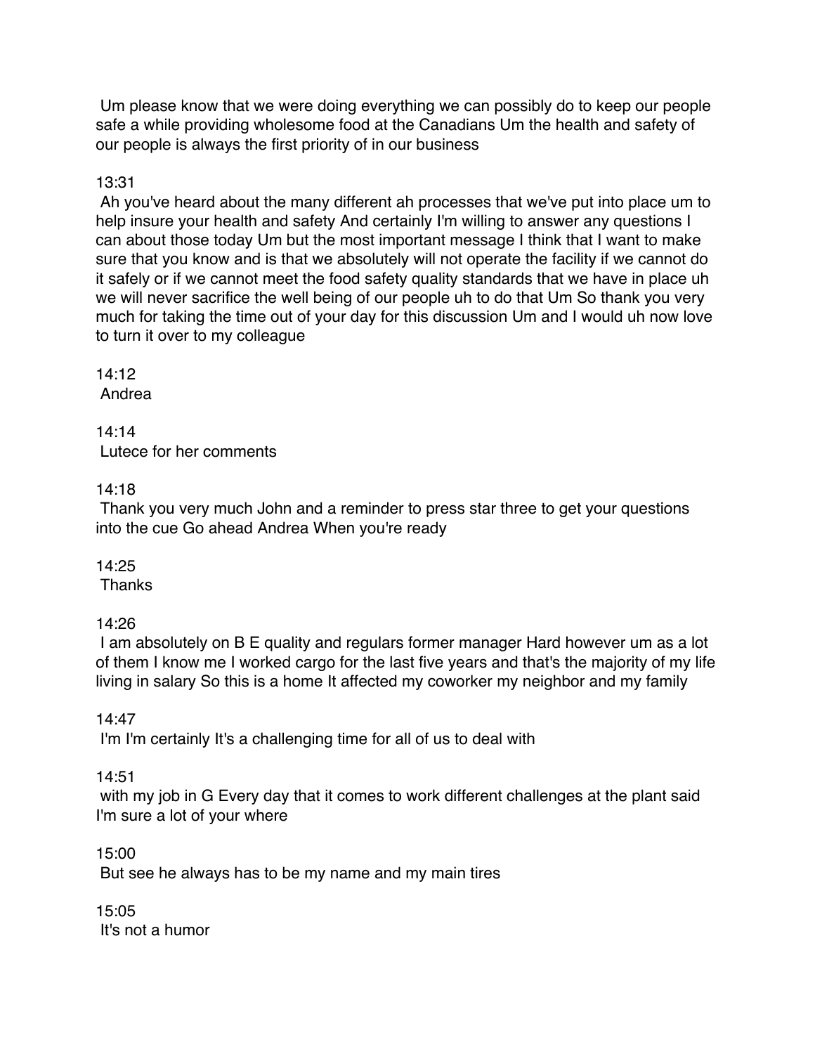Um please know that we were doing everything we can possibly do to keep our people safe a while providing wholesome food at the Canadians Um the health and safety of our people is always the first priority of in our business

13:31
Ah you've heard about the many different ah processes that we've put into place um to help insure your health and safety And certainly I'm willing to answer any questions I can about those today Um but the most important message I think that I want to make sure that you know and is that we absolutely will not operate the facility if we cannot do it safely or if we cannot meet the food safety quality standards that we have in place uh we will never sacrifice the well being of our people uh to do that Um So thank you very much for taking the time out of your day for this discussion Um and I would uh now love to turn it over to my colleague

14:12
Andrea

14:14
Lutece for her comments

14:18
Thank you very much John and a reminder to press star three to get your questions into the cue Go ahead Andrea When you're ready

14:25
Thanks

14:26
I am absolutely on B E quality and regulars former manager Hard however um as a lot of them I know me I worked cargo for the last five years and that's the majority of my life living in salary So this is a home It affected my coworker my neighbor and my family

14:47
I'm I'm certainly It's a challenging time for all of us to deal with

14:51
with my job in G Every day that it comes to work different challenges at the plant said I'm sure a lot of your where

15:00
But see he always has to be my name and my main tires

15:05
It's not a humor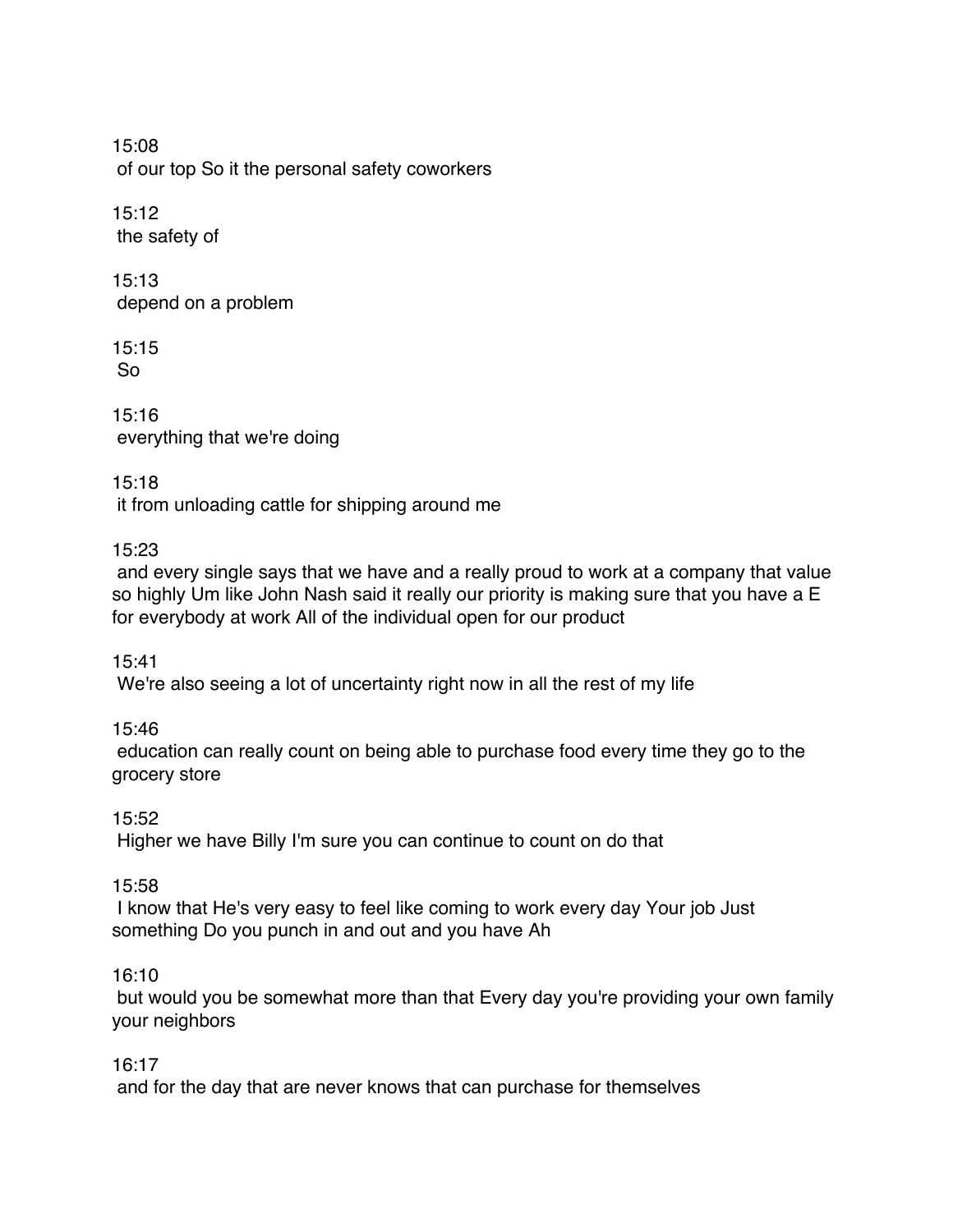15:08
of our top So it the personal safety coworkers

15:12
the safety of

15:13
depend on a problem

15:15
So

15:16
everything that we're doing

15:18
it from unloading cattle for shipping around me

15:23
and every single says that we have and a really proud to work at a company that value so highly Um like John Nash said it really our priority is making sure that you have a E for everybody at work All of the individual open for our product

15:41
We're also seeing a lot of uncertainty right now in all the rest of my life

15:46
education can really count on being able to purchase food every time they go to the grocery store

15:52
Higher we have Billy I'm sure you can continue to count on do that

15:58
I know that He's very easy to feel like coming to work every day Your job Just something Do you punch in and out and you have Ah

16:10
but would you be somewhat more than that Every day you're providing your own family your neighbors

16:17
and for the day that are never knows that can purchase for themselves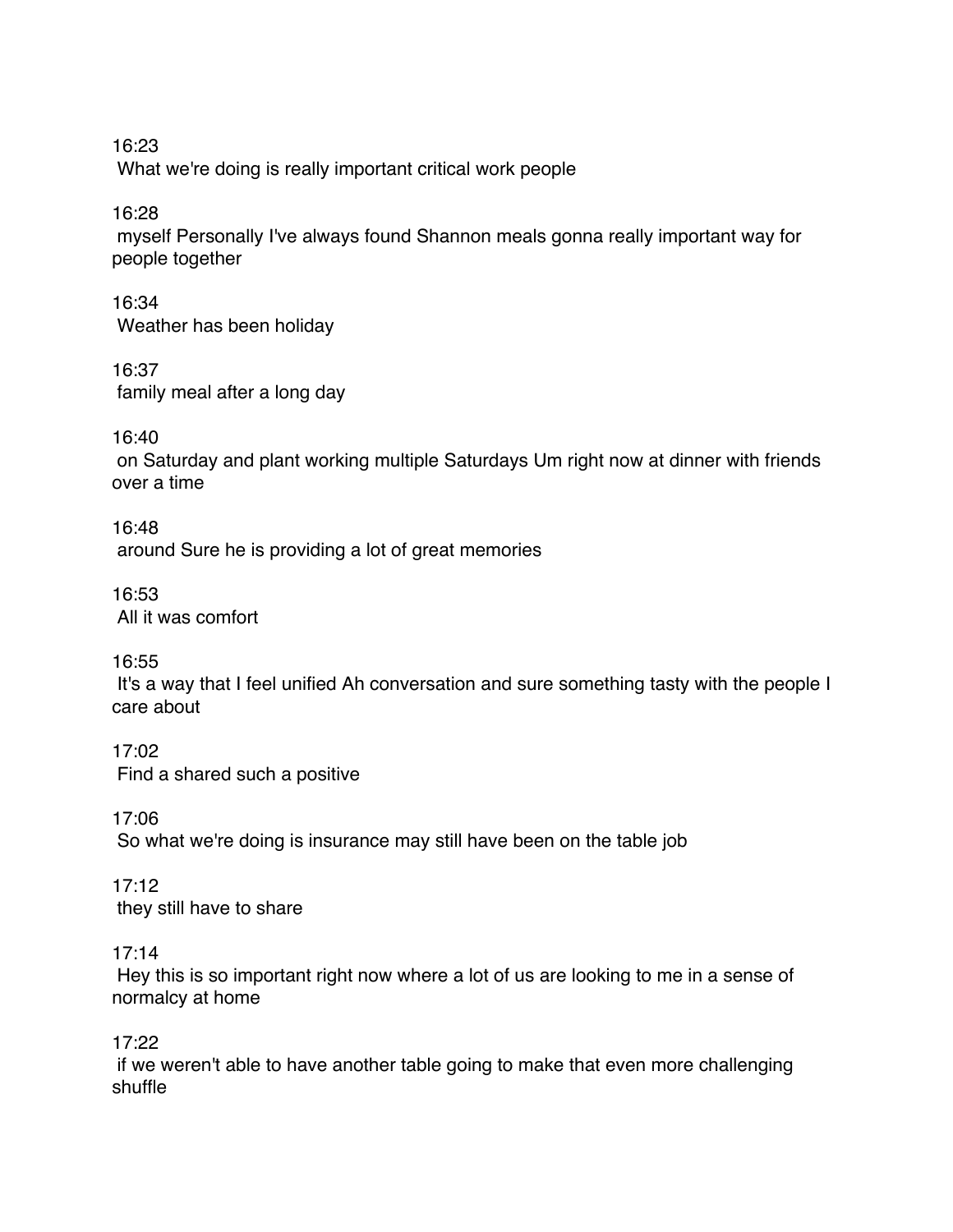16:23

What we're doing is really important critical work people

16:28

myself Personally I've always found Shannon meals gonna really important way for people together

16:34

Weather has been holiday

16:37

family meal after a long day

16:40

on Saturday and plant working multiple Saturdays Um right now at dinner with friends over a time

16:48

around Sure he is providing a lot of great memories

16:53

All it was comfort

16:55

It's a way that I feel unified Ah conversation and sure something tasty with the people I care about

17:02

Find a shared such a positive

17:06

So what we're doing is insurance may still have been on the table job

17:12

they still have to share

17:14

Hey this is so important right now where a lot of us are looking to me in a sense of normalcy at home

17:22

if we weren't able to have another table going to make that even more challenging shuffle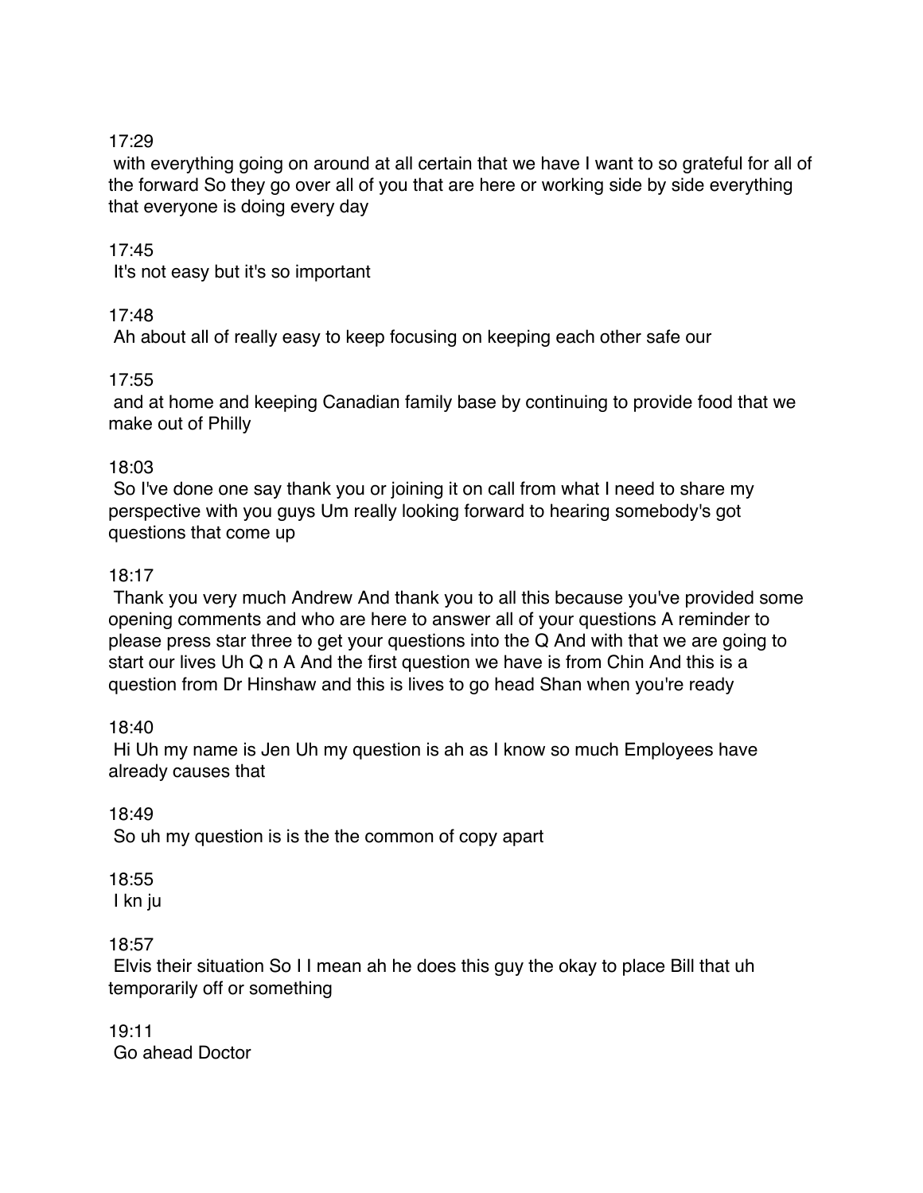17:29

with everything going on around at all certain that we have I want to so grateful for all of the forward So they go over all of you that are here or working side by side everything that everyone is doing every day

17:45

It's not easy but it's so important

17:48

Ah about all of really easy to keep focusing on keeping each other safe our

17:55

and at home and keeping Canadian family base by continuing to provide food that we make out of Philly

18:03

So I've done one say thank you or joining it on call from what I need to share my perspective with you guys Um really looking forward to hearing somebody's got questions that come up

18:17

Thank you very much Andrew And thank you to all this because you've provided some opening comments and who are here to answer all of your questions A reminder to please press star three to get your questions into the Q And with that we are going to start our lives Uh Q n A And the first question we have is from Chin And this is a question from Dr Hinshaw and this is lives to go head Shan when you're ready

18:40

Hi Uh my name is Jen Uh my question is ah as I know so much Employees have already causes that

18:49

So uh my question is is the the common of copy apart

18:55

I kn ju

18:57

Elvis their situation So I I mean ah he does this guy the okay to place Bill that uh temporarily off or something

19:11

Go ahead Doctor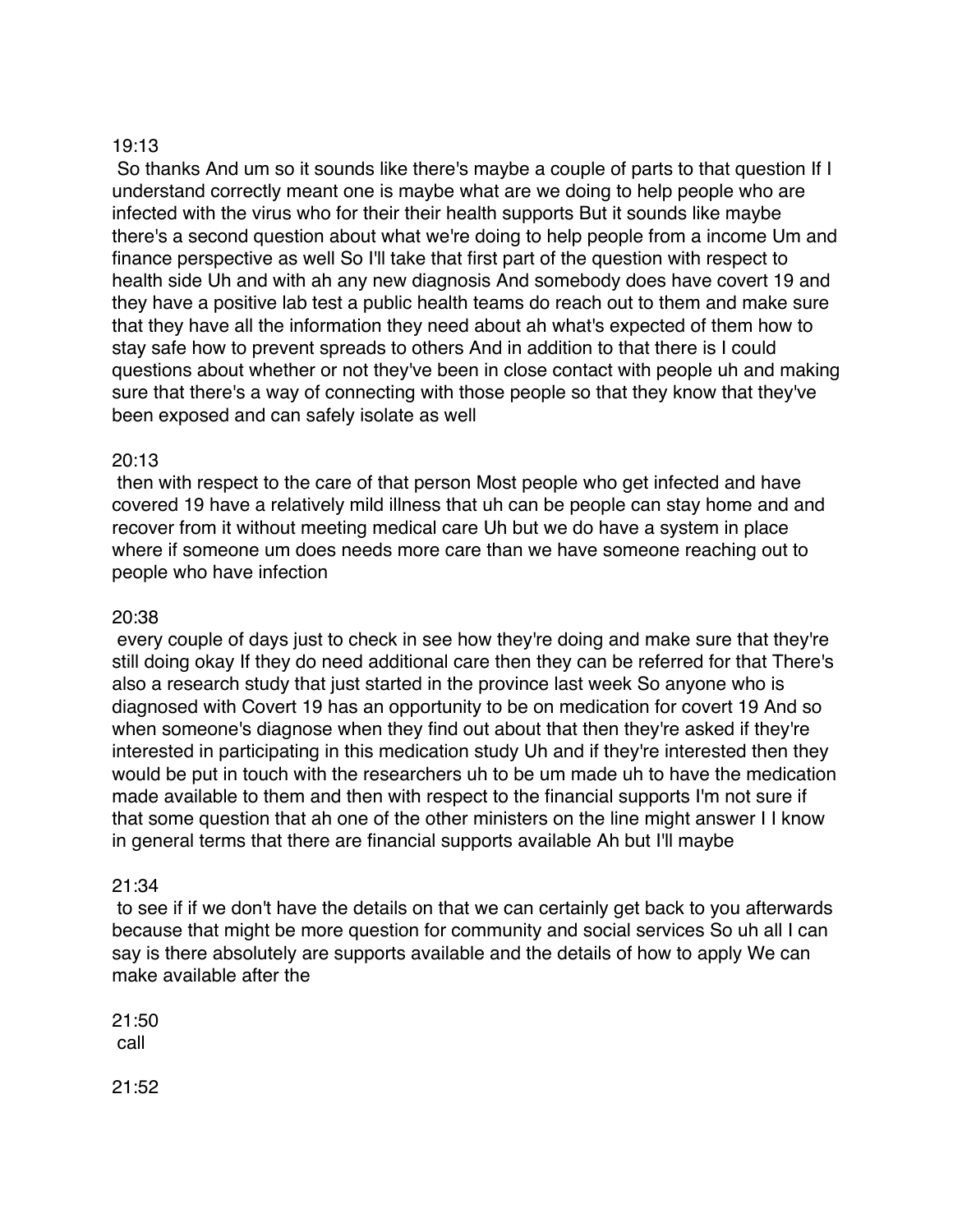19:13

So thanks And um so it sounds like there's maybe a couple of parts to that question If I understand correctly meant one is maybe what are we doing to help people who are infected with the virus who for their their health supports But it sounds like maybe there's a second question about what we're doing to help people from a income Um and finance perspective as well So I'll take that first part of the question with respect to health side Uh and with ah any new diagnosis And somebody does have covert 19 and they have a positive lab test a public health teams do reach out to them and make sure that they have all the information they need about ah what's expected of them how to stay safe how to prevent spreads to others And in addition to that there is I could questions about whether or not they've been in close contact with people uh and making sure that there's a way of connecting with those people so that they know that they've been exposed and can safely isolate as well

20:13

then with respect to the care of that person Most people who get infected and have covered 19 have a relatively mild illness that uh can be people can stay home and and recover from it without meeting medical care Uh but we do have a system in place where if someone um does needs more care than we have someone reaching out to people who have infection

20:38

every couple of days just to check in see how they're doing and make sure that they're still doing okay If they do need additional care then they can be referred for that There's also a research study that just started in the province last week So anyone who is diagnosed with Covert 19 has an opportunity to be on medication for covert 19 And so when someone's diagnose when they find out about that then they're asked if they're interested in participating in this medication study Uh and if they're interested then they would be put in touch with the researchers uh to be um made uh to have the medication made available to them and then with respect to the financial supports I'm not sure if that some question that ah one of the other ministers on the line might answer I I know in general terms that there are financial supports available Ah but I'll maybe

21:34

to see if if we don't have the details on that we can certainly get back to you afterwards because that might be more question for community and social services So uh all I can say is there absolutely are supports available and the details of how to apply We can make available after the

21:50

call

21:52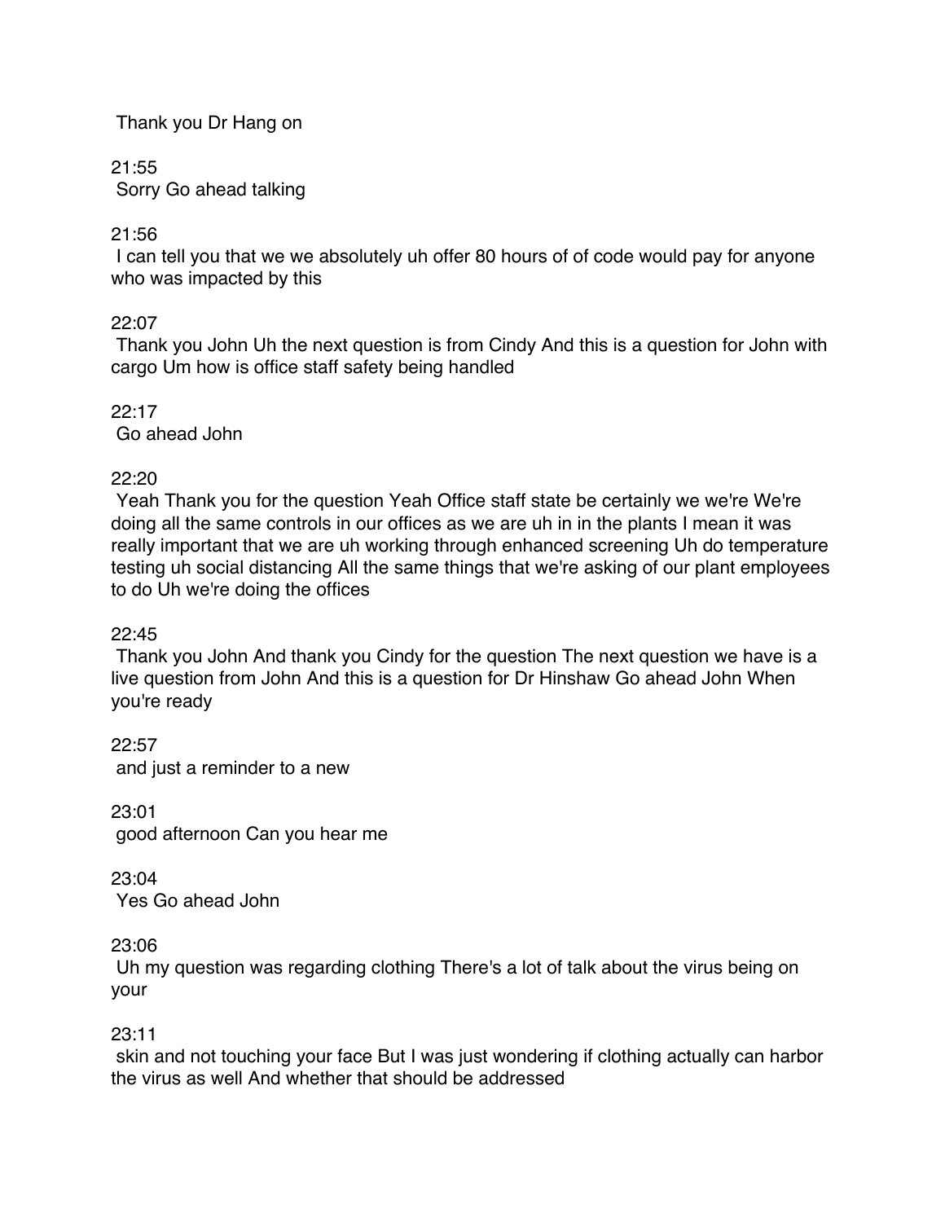Thank you Dr Hang on

21:55
Sorry Go ahead talking

21:56
I can tell you that we we absolutely uh offer 80 hours of of code would pay for anyone who was impacted by this

22:07
Thank you John Uh the next question is from Cindy And this is a question for John with cargo Um how is office staff safety being handled

22:17
Go ahead John

22:20
Yeah Thank you for the question Yeah Office staff state be certainly we we're We're doing all the same controls in our offices as we are uh in in the plants I mean it was really important that we are uh working through enhanced screening Uh do temperature testing uh social distancing All the same things that we're asking of our plant employees to do Uh we're doing the offices

22:45
Thank you John And thank you Cindy for the question The next question we have is a live question from John And this is a question for Dr Hinshaw Go ahead John When you're ready

22:57
and just a reminder to a new

23:01
good afternoon Can you hear me

23:04
Yes Go ahead John

23:06
Uh my question was regarding clothing There's a lot of talk about the virus being on your

23:11
skin and not touching your face But I was just wondering if clothing actually can harbor the virus as well And whether that should be addressed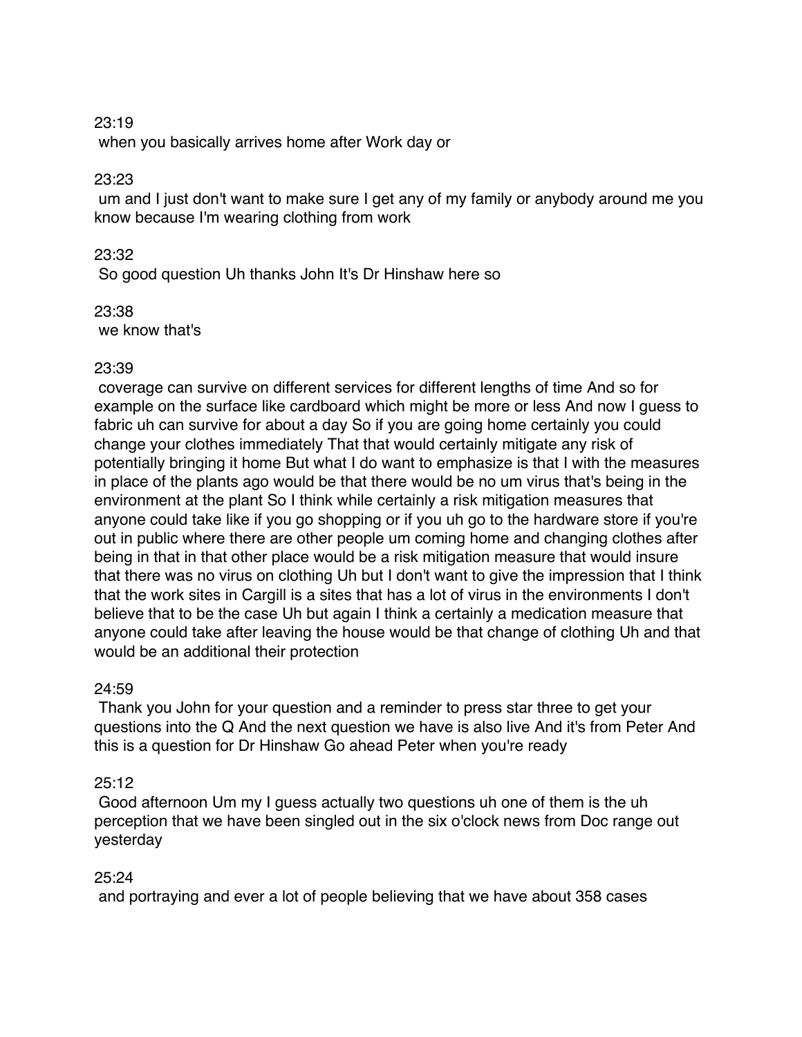23:19

when you basically arrives home after Work day or

23:23

um and I just don't want to make sure I get any of my family or anybody around me you know because I'm wearing clothing from work

23:32

So good question Uh thanks John It's Dr Hinshaw here so

23:38

we know that's

23:39

coverage can survive on different services for different lengths of time And so for example on the surface like cardboard which might be more or less And now I guess to fabric uh can survive for about a day So if you are going home certainly you could change your clothes immediately That that would certainly mitigate any risk of potentially bringing it home But what I do want to emphasize is that I with the measures in place of the plants ago would be that there would be no um virus that's being in the environment at the plant So I think while certainly a risk mitigation measures that anyone could take like if you go shopping or if you uh go to the hardware store if you're out in public where there are other people um coming home and changing clothes after being in that in that other place would be a risk mitigation measure that would insure that there was no virus on clothing Uh but I don't want to give the impression that I think that the work sites in Cargill is a sites that has a lot of virus in the environments I don't believe that to be the case Uh but again I think a certainly a medication measure that anyone could take after leaving the house would be that change of clothing Uh and that would be an additional their protection

24:59

Thank you John for your question and a reminder to press star three to get your questions into the Q And the next question we have is also live And it's from Peter And this is a question for Dr Hinshaw Go ahead Peter when you're ready

25:12

Good afternoon Um my I guess actually two questions uh one of them is the uh perception that we have been singled out in the six o'clock news from Doc range out yesterday

25:24

and portraying and ever a lot of people believing that we have about 358 cases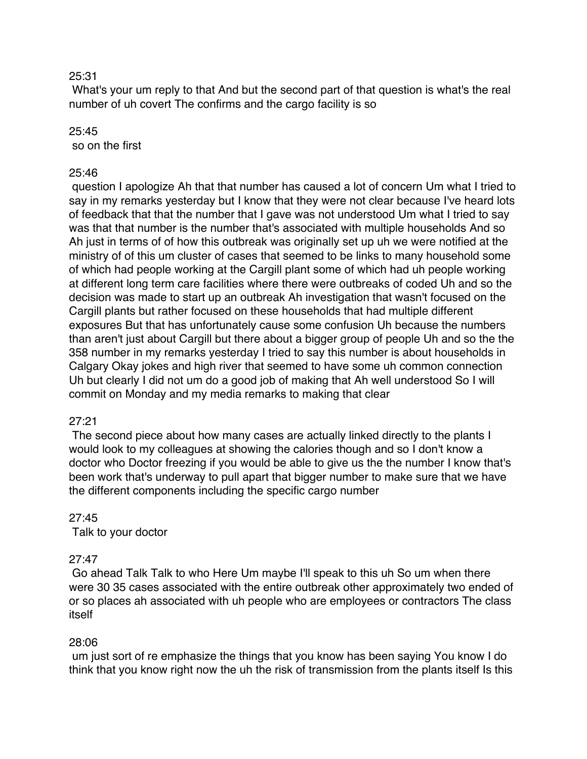25:31

What's your um reply to that And but the second part of that question is what's the real number of uh covert The confirms and the cargo facility is so

25:45

so on the first

25:46

question I apologize Ah that that number has caused a lot of concern Um what I tried to say in my remarks yesterday but I know that they were not clear because I've heard lots of feedback that that the number that I gave was not understood Um what I tried to say was that that number is the number that's associated with multiple households And so Ah just in terms of of how this outbreak was originally set up uh we were notified at the ministry of of this um cluster of cases that seemed to be links to many household some of which had people working at the Cargill plant some of which had uh people working at different long term care facilities where there were outbreaks of coded Uh and so the decision was made to start up an outbreak Ah investigation that wasn't focused on the Cargill plants but rather focused on these households that had multiple different exposures But that has unfortunately cause some confusion Uh because the numbers than aren't just about Cargill but there about a bigger group of people Uh and so the the 358 number in my remarks yesterday I tried to say this number is about households in Calgary Okay jokes and high river that seemed to have some uh common connection Uh but clearly I did not um do a good job of making that Ah well understood So I will commit on Monday and my media remarks to making that clear

27:21

The second piece about how many cases are actually linked directly to the plants I would look to my colleagues at showing the calories though and so I don't know a doctor who Doctor freezing if you would be able to give us the the number I know that's been work that's underway to pull apart that bigger number to make sure that we have the different components including the specific cargo number

27:45

Talk to your doctor

27:47

Go ahead Talk Talk to who Here Um maybe I'll speak to this uh So um when there were 30 35 cases associated with the entire outbreak other approximately two ended of or so places ah associated with uh people who are employees or contractors The class itself

28:06

um just sort of re emphasize the things that you know has been saying You know I do think that you know right now the uh the risk of transmission from the plants itself Is this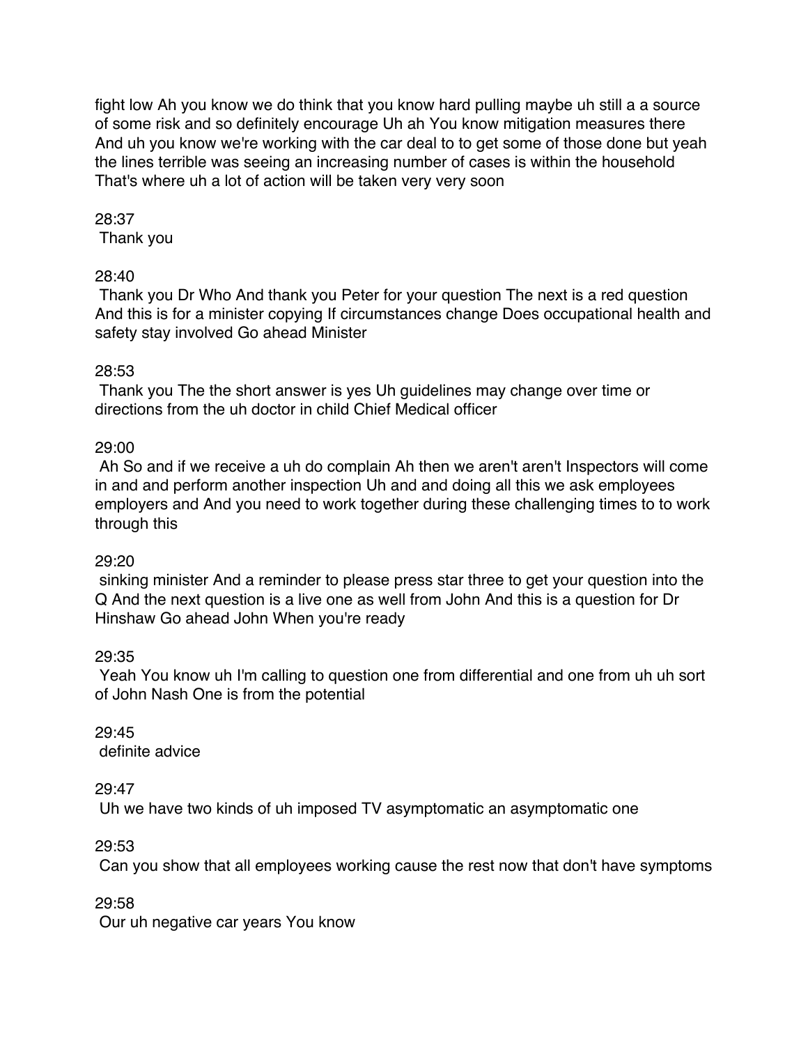fight low Ah you know we do think that you know hard pulling maybe uh still a a source of some risk and so definitely encourage Uh ah You know mitigation measures there And uh you know we're working with the car deal to to get some of those done but yeah the lines terrible was seeing an increasing number of cases is within the household That's where uh a lot of action will be taken very very soon

28:37
Thank you

28:40
Thank you Dr Who And thank you Peter for your question The next is a red question And this is for a minister copying If circumstances change Does occupational health and safety stay involved Go ahead Minister

28:53
Thank you The the short answer is yes Uh guidelines may change over time or directions from the uh doctor in child Chief Medical officer

29:00
Ah So and if we receive a uh do complain Ah then we aren't aren't Inspectors will come in and and perform another inspection Uh and and doing all this we ask employees employers and And you need to work together during these challenging times to to work through this

29:20
sinking minister And a reminder to please press star three to get your question into the Q And the next question is a live one as well from John And this is a question for Dr Hinshaw Go ahead John When you're ready

29:35
Yeah You know uh I'm calling to question one from differential and one from uh uh sort of John Nash One is from the potential

29:45
definite advice

29:47
Uh we have two kinds of uh imposed TV asymptomatic an asymptomatic one

29:53
Can you show that all employees working cause the rest now that don't have symptoms

29:58
Our uh negative car years You know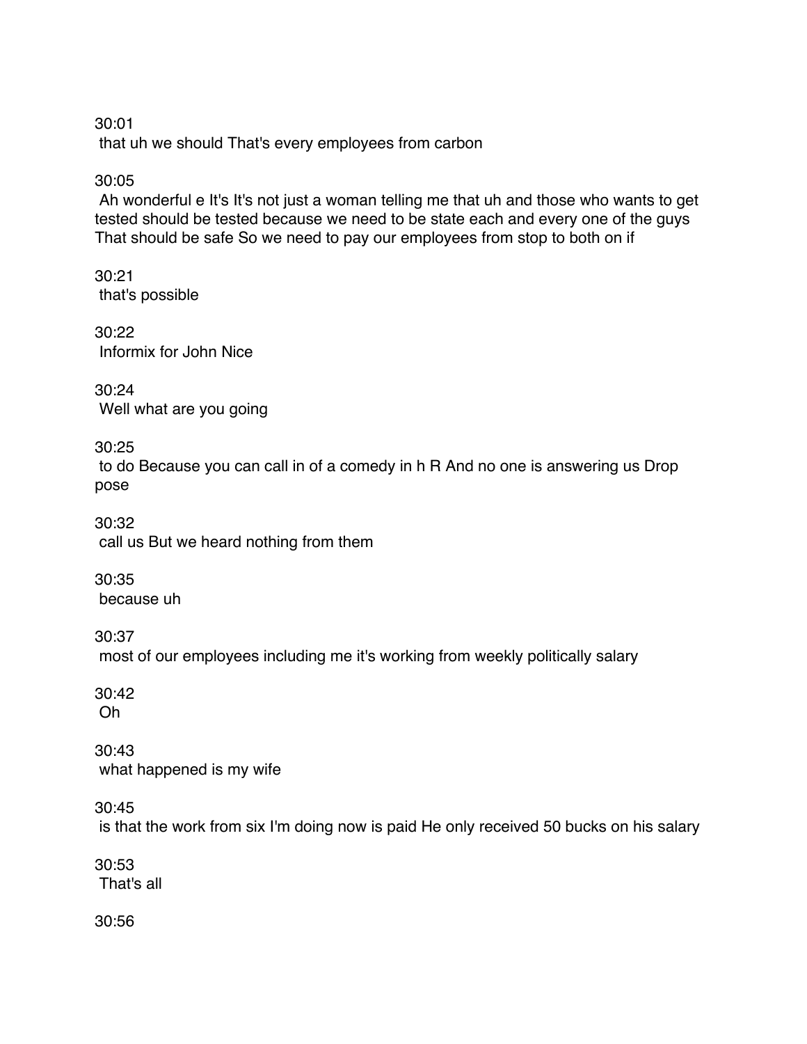30:01
 that uh we should That's every employees from carbon

30:05
 Ah wonderful e It's It's not just a woman telling me that uh and those who wants to get tested should be tested because we need to be state each and every one of the guys That should be safe So we need to pay our employees from stop to both on if

30:21
 that's possible

30:22
 Informix for John Nice

30:24
 Well what are you going

30:25
 to do Because you can call in of a comedy in h R And no one is answering us Drop pose

30:32
 call us But we heard nothing from them

30:35
 because uh

30:37
 most of our employees including me it's working from weekly politically salary

30:42
 Oh

30:43
 what happened is my wife

30:45
 is that the work from six I'm doing now is paid He only received 50 bucks on his salary

30:53
 That's all

30:56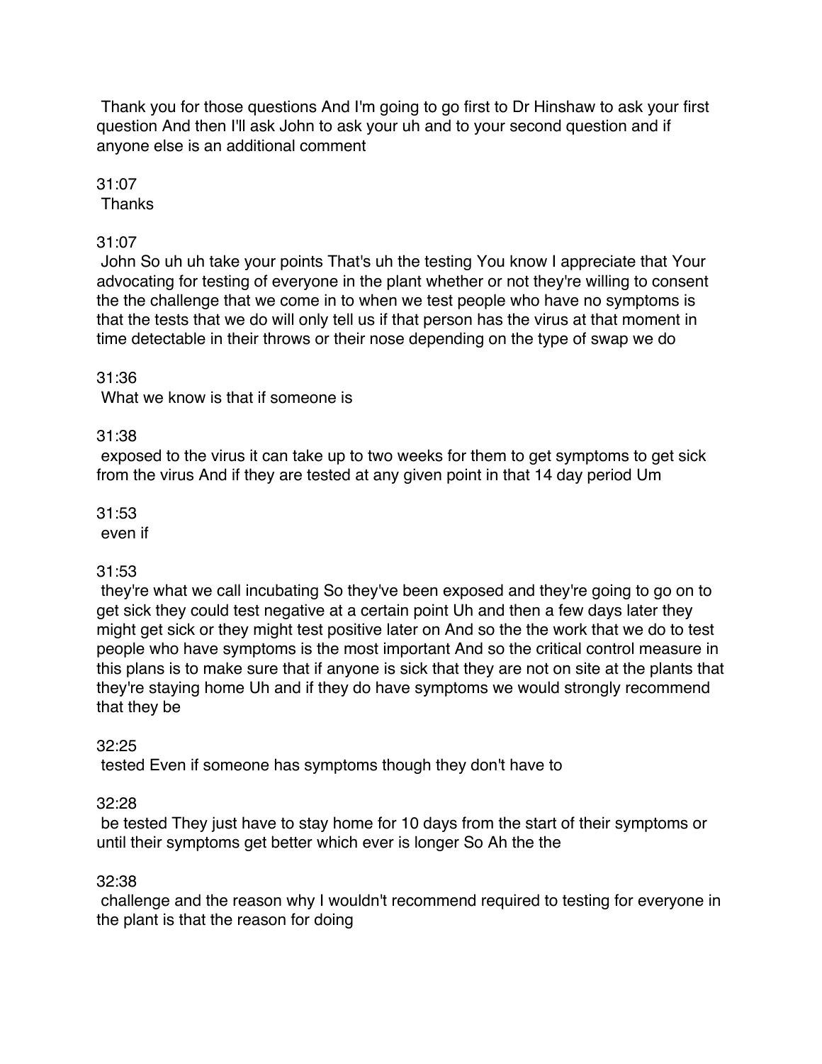Thank you for those questions And I'm going to go first to Dr Hinshaw to ask your first question And then I'll ask John to ask your uh and to your second question and if anyone else is an additional comment

31:07
Thanks

31:07
John So uh uh take your points That's uh the testing You know I appreciate that Your advocating for testing of everyone in the plant whether or not they're willing to consent the the challenge that we come in to when we test people who have no symptoms is that the tests that we do will only tell us if that person has the virus at that moment in time detectable in their throws or their nose depending on the type of swap we do

31:36
What we know is that if someone is

31:38
exposed to the virus it can take up to two weeks for them to get symptoms to get sick from the virus And if they are tested at any given point in that 14 day period Um

31:53
even if

31:53
they're what we call incubating So they've been exposed and they're going to go on to get sick they could test negative at a certain point Uh and then a few days later they might get sick or they might test positive later on And so the the work that we do to test people who have symptoms is the most important And so the critical control measure in this plans is to make sure that if anyone is sick that they are not on site at the plants that they're staying home Uh and if they do have symptoms we would strongly recommend that they be

32:25
tested Even if someone has symptoms though they don't have to

32:28
be tested They just have to stay home for 10 days from the start of their symptoms or until their symptoms get better which ever is longer So Ah the the

32:38
challenge and the reason why I wouldn't recommend required to testing for everyone in the plant is that the reason for doing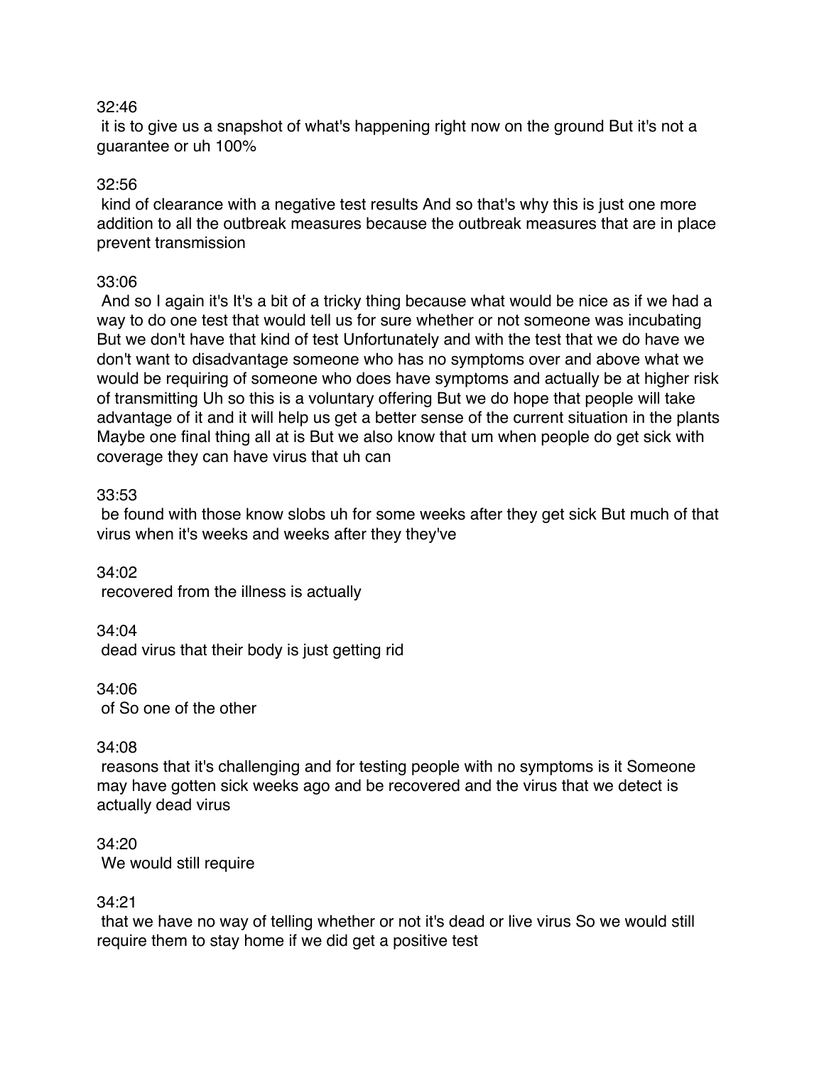32:46

it is to give us a snapshot of what's happening right now on the ground But it's not a guarantee or uh 100%

32:56

kind of clearance with a negative test results And so that's why this is just one more addition to all the outbreak measures because the outbreak measures that are in place prevent transmission

33:06

And so I again it's It's a bit of a tricky thing because what would be nice as if we had a way to do one test that would tell us for sure whether or not someone was incubating But we don't have that kind of test Unfortunately and with the test that we do have we don't want to disadvantage someone who has no symptoms over and above what we would be requiring of someone who does have symptoms and actually be at higher risk of transmitting Uh so this is a voluntary offering But we do hope that people will take advantage of it and it will help us get a better sense of the current situation in the plants Maybe one final thing all at is But we also know that um when people do get sick with coverage they can have virus that uh can

33:53

be found with those know slobs uh for some weeks after they get sick But much of that virus when it's weeks and weeks after they they've

34:02

recovered from the illness is actually

34:04

dead virus that their body is just getting rid

34:06

of So one of the other

34:08

reasons that it's challenging and for testing people with no symptoms is it Someone may have gotten sick weeks ago and be recovered and the virus that we detect is actually dead virus

34:20

We would still require

34:21

that we have no way of telling whether or not it's dead or live virus So we would still require them to stay home if we did get a positive test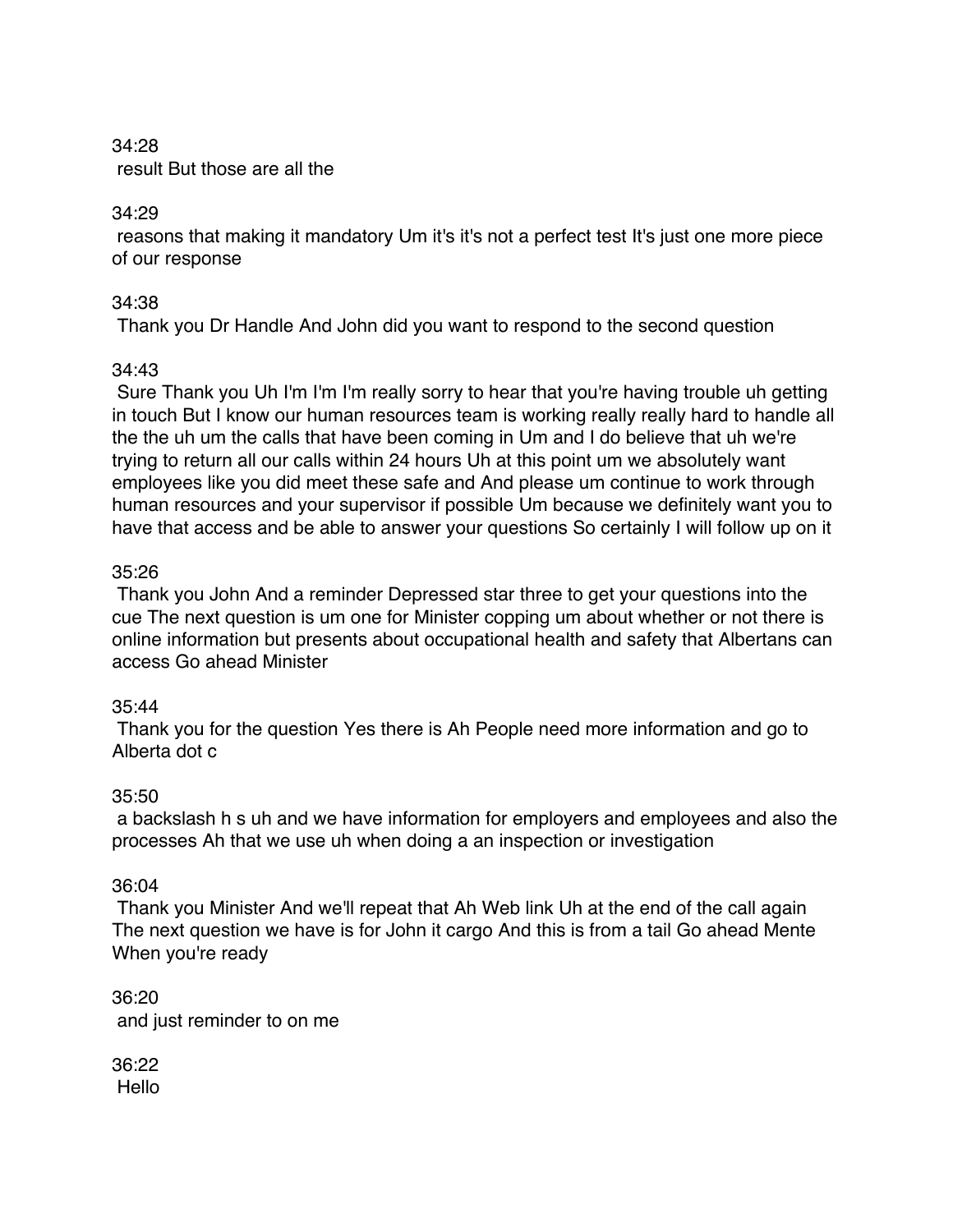34:28
 result But those are all the

34:29
 reasons that making it mandatory Um it's it's not a perfect test It's just one more piece of our response

34:38
 Thank you Dr Handle And John did you want to respond to the second question

34:43
 Sure Thank you Uh I'm I'm I'm really sorry to hear that you're having trouble uh getting in touch But I know our human resources team is working really really hard to handle all the the uh um the calls that have been coming in Um and I do believe that uh we're trying to return all our calls within 24 hours Uh at this point um we absolutely want employees like you did meet these safe and And please um continue to work through human resources and your supervisor if possible Um because we definitely want you to have that access and be able to answer your questions So certainly I will follow up on it

35:26
 Thank you John And a reminder Depressed star three to get your questions into the cue The next question is um one for Minister copping um about whether or not there is online information but presents about occupational health and safety that Albertans can access Go ahead Minister

35:44
 Thank you for the question Yes there is Ah People need more information and go to Alberta dot c

35:50
 a backslash h s uh and we have information for employers and employees and also the processes Ah that we use uh when doing a an inspection or investigation

36:04
 Thank you Minister And we'll repeat that Ah Web link Uh at the end of the call again The next question we have is for John it cargo And this is from a tail Go ahead Mente When you're ready

36:20
 and just reminder to on me

36:22
 Hello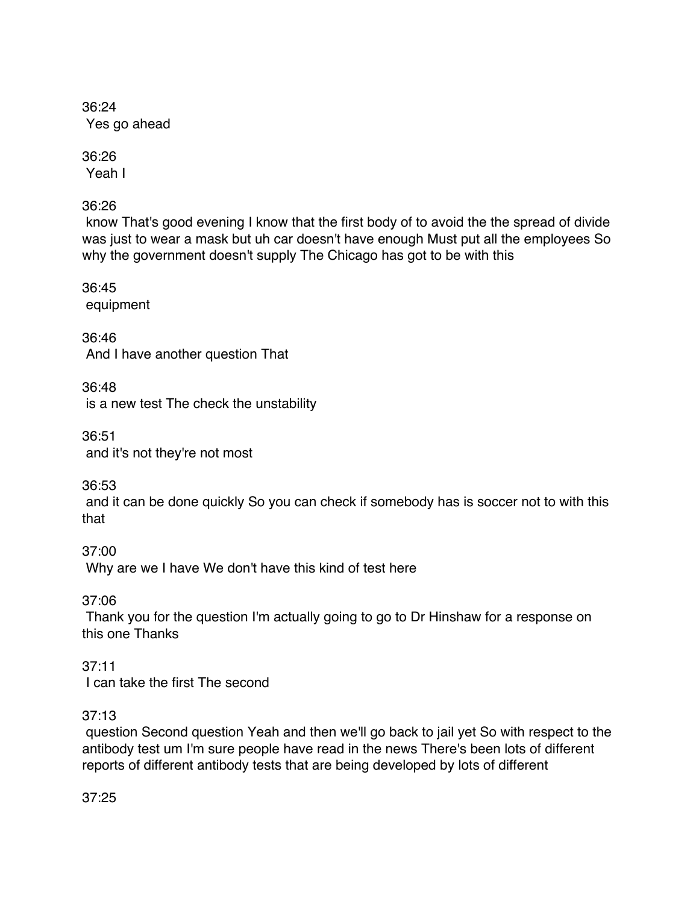36:24
Yes go ahead

36:26
Yeah I

36:26
know That's good evening I know that the first body of to avoid the the spread of divide was just to wear a mask but uh car doesn't have enough Must put all the employees So why the government doesn't supply The Chicago has got to be with this

36:45
equipment

36:46
And I have another question That

36:48
is a new test The check the unstability

36:51
and it's not they're not most

36:53
and it can be done quickly So you can check if somebody has is soccer not to with this that

37:00
Why are we I have We don't have this kind of test here

37:06
Thank you for the question I'm actually going to go to Dr Hinshaw for a response on this one Thanks

37:11
I can take the first The second

37:13
question Second question Yeah and then we'll go back to jail yet So with respect to the antibody test um I'm sure people have read in the news There's been lots of different reports of different antibody tests that are being developed by lots of different

37:25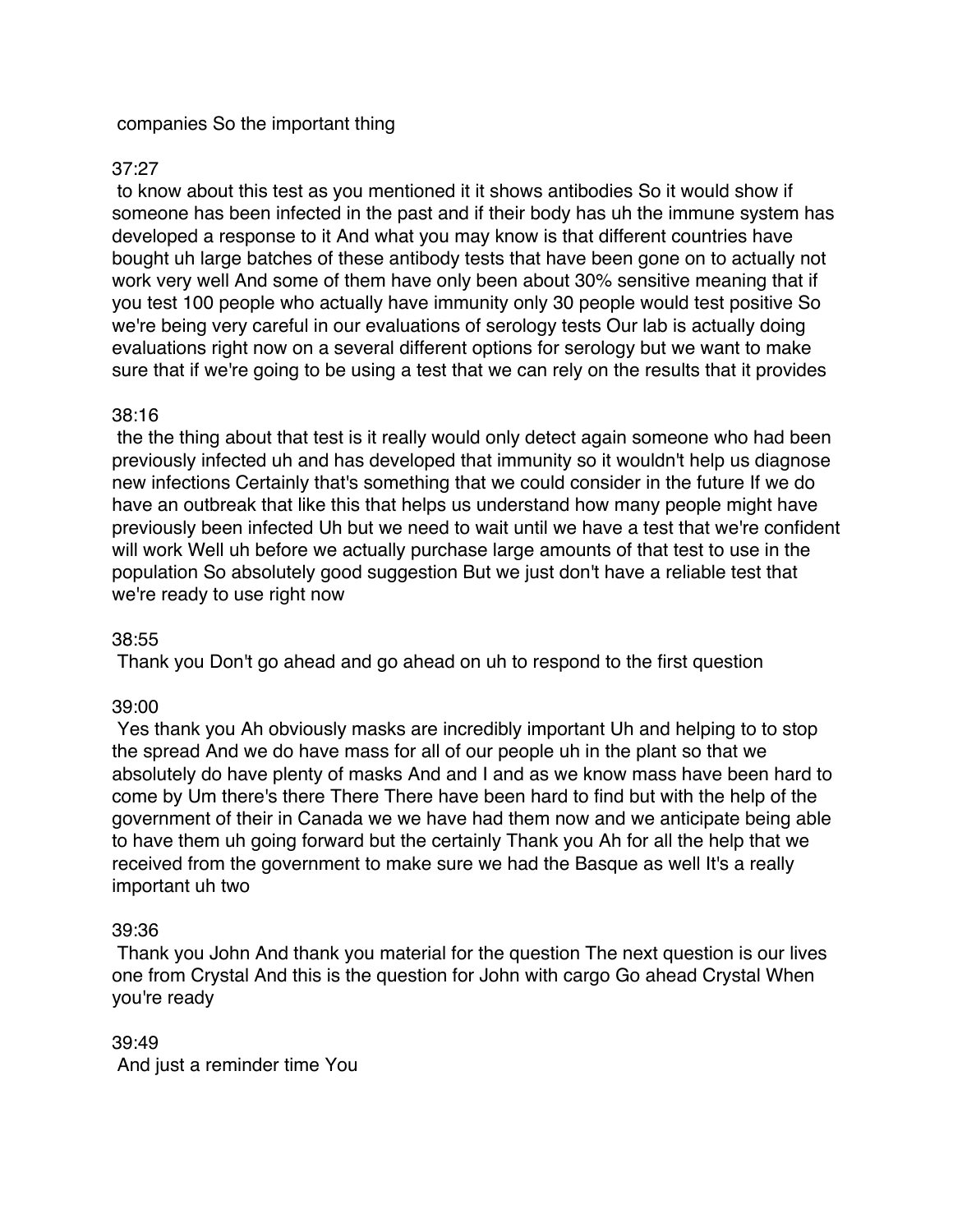companies So the important thing

37:27

to know about this test as you mentioned it it shows antibodies So it would show if someone has been infected in the past and if their body has uh the immune system has developed a response to it And what you may know is that different countries have bought uh large batches of these antibody tests that have been gone on to actually not work very well And some of them have only been about 30% sensitive meaning that if you test 100 people who actually have immunity only 30 people would test positive So we're being very careful in our evaluations of serology tests Our lab is actually doing evaluations right now on a several different options for serology but we want to make sure that if we're going to be using a test that we can rely on the results that it provides

38:16

the the thing about that test is it really would only detect again someone who had been previously infected uh and has developed that immunity so it wouldn't help us diagnose new infections Certainly that's something that we could consider in the future If we do have an outbreak that like this that helps us understand how many people might have previously been infected Uh but we need to wait until we have a test that we're confident will work Well uh before we actually purchase large amounts of that test to use in the population So absolutely good suggestion But we just don't have a reliable test that we're ready to use right now

38:55

Thank you Don't go ahead and go ahead on uh to respond to the first question

39:00

Yes thank you Ah obviously masks are incredibly important Uh and helping to to stop the spread And we do have mass for all of our people uh in the plant so that we absolutely do have plenty of masks And and I and as we know mass have been hard to come by Um there's there There There have been hard to find but with the help of the government of their in Canada we we have had them now and we anticipate being able to have them uh going forward but the certainly Thank you Ah for all the help that we received from the government to make sure we had the Basque as well It's a really important uh two

39:36

Thank you John And thank you material for the question The next question is our lives one from Crystal And this is the question for John with cargo Go ahead Crystal When you're ready

39:49

And just a reminder time You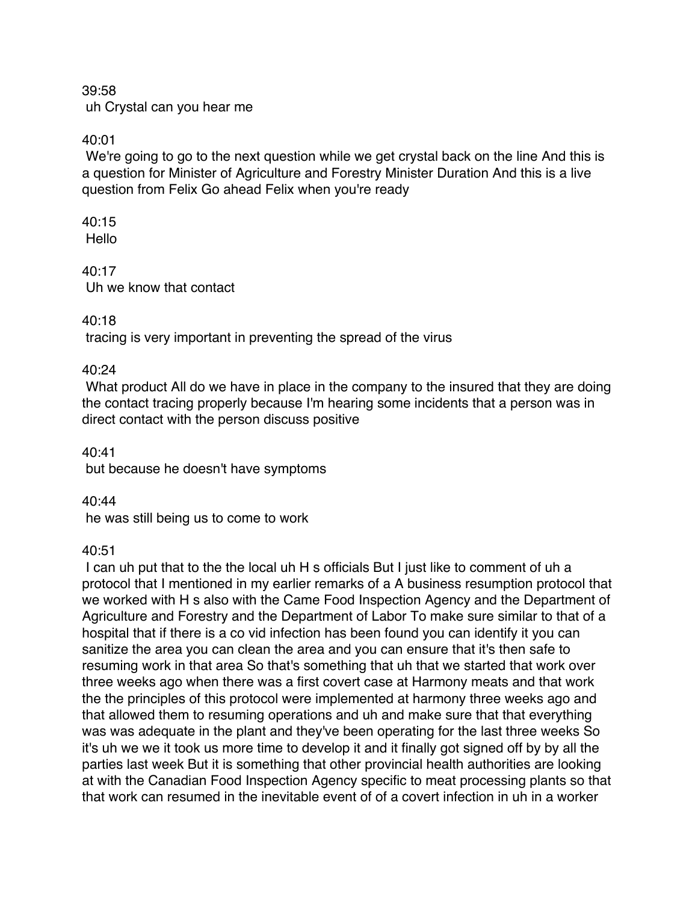39:58
uh Crystal can you hear me

40:01
We're going to go to the next question while we get crystal back on the line And this is a question for Minister of Agriculture and Forestry Minister Duration And this is a live question from Felix Go ahead Felix when you're ready

40:15
Hello

40:17
Uh we know that contact

40:18
tracing is very important in preventing the spread of the virus

40:24
What product All do we have in place in the company to the insured that they are doing the contact tracing properly because I'm hearing some incidents that a person was in direct contact with the person discuss positive

40:41
but because he doesn't have symptoms

40:44
he was still being us to come to work

40:51
I can uh put that to the the local uh H s officials But I just like to comment of uh a protocol that I mentioned in my earlier remarks of a A business resumption protocol that we worked with H s also with the Came Food Inspection Agency and the Department of Agriculture and Forestry and the Department of Labor To make sure similar to that of a hospital that if there is a co vid infection has been found you can identify it you can sanitize the area you can clean the area and you can ensure that it's then safe to resuming work in that area So that's something that uh that we started that work over three weeks ago when there was a first covert case at Harmony meats and that work the the principles of this protocol were implemented at harmony three weeks ago and that allowed them to resuming operations and uh and make sure that that everything was was adequate in the plant and they've been operating for the last three weeks So it's uh we we it took us more time to develop it and it finally got signed off by by all the parties last week But it is something that other provincial health authorities are looking at with the Canadian Food Inspection Agency specific to meat processing plants so that that work can resumed in the inevitable event of of a covert infection in uh in a worker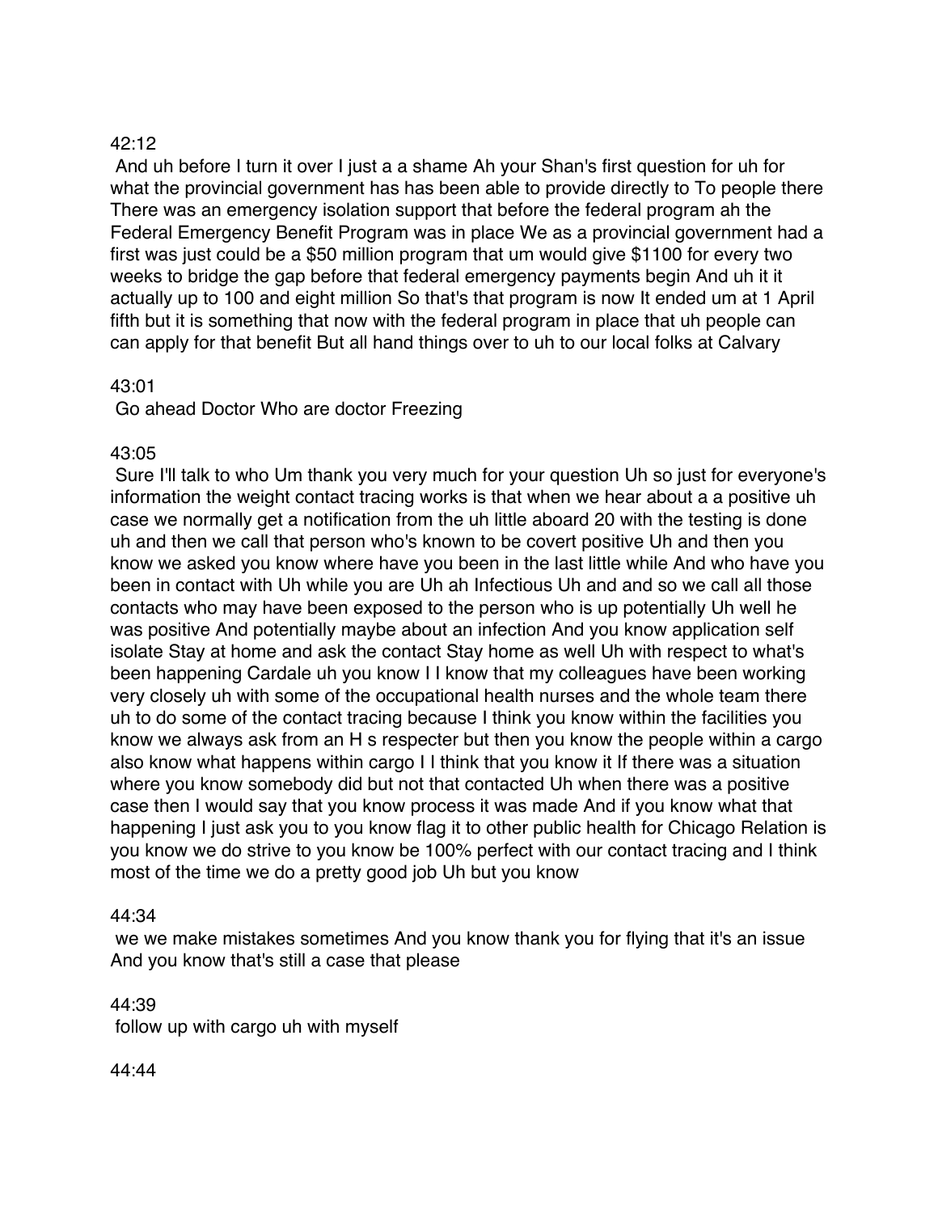42:12

And uh before I turn it over I just a a shame Ah your Shan's first question for uh for what the provincial government has has been able to provide directly to To people there There was an emergency isolation support that before the federal program ah the Federal Emergency Benefit Program was in place We as a provincial government had a first was just could be a $50 million program that um would give $1100 for every two weeks to bridge the gap before that federal emergency payments begin And uh it it actually up to 100 and eight million So that's that program is now It ended um at 1 April fifth but it is something that now with the federal program in place that uh people can can apply for that benefit But all hand things over to uh to our local folks at Calvary

43:01

Go ahead Doctor Who are doctor Freezing

43:05

Sure I'll talk to who Um thank you very much for your question Uh so just for everyone's information the weight contact tracing works is that when we hear about a a positive uh case we normally get a notification from the uh little aboard 20 with the testing is done uh and then we call that person who's known to be covert positive Uh and then you know we asked you know where have you been in the last little while And who have you been in contact with Uh while you are Uh ah Infectious Uh and and so we call all those contacts who may have been exposed to the person who is up potentially Uh well he was positive And potentially maybe about an infection And you know application self isolate Stay at home and ask the contact Stay home as well Uh with respect to what's been happening Cardale uh you know I I know that my colleagues have been working very closely uh with some of the occupational health nurses and the whole team there uh to do some of the contact tracing because I think you know within the facilities you know we always ask from an H s respecter but then you know the people within a cargo also know what happens within cargo I I think that you know it If there was a situation where you know somebody did but not that contacted Uh when there was a positive case then I would say that you know process it was made And if you know what that happening I just ask you to you know flag it to other public health for Chicago Relation is you know we do strive to you know be 100% perfect with our contact tracing and I think most of the time we do a pretty good job Uh but you know

44:34

we we make mistakes sometimes And you know thank you for flying that it's an issue And you know that's still a case that please

44:39

follow up with cargo uh with myself

44:44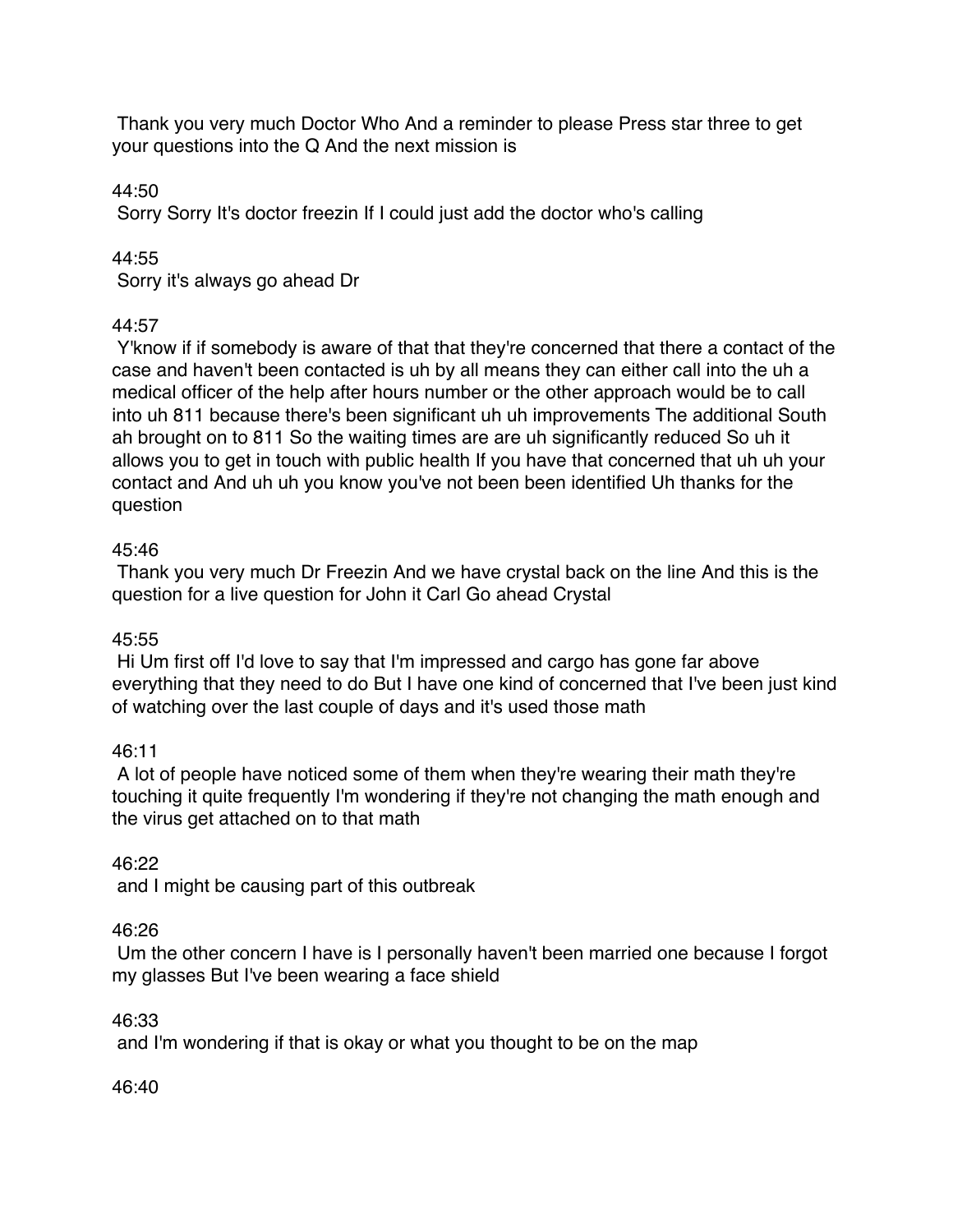Thank you very much Doctor Who And a reminder to please Press star three to get your questions into the Q And the next mission is

44:50

Sorry Sorry It's doctor freezin If I could just add the doctor who's calling

44:55

Sorry it's always go ahead Dr

44:57

Y'know if if somebody is aware of that that they're concerned that there a contact of the case and haven't been contacted is uh by all means they can either call into the uh a medical officer of the help after hours number or the other approach would be to call into uh 811 because there's been significant uh uh improvements The additional South ah brought on to 811 So the waiting times are are uh significantly reduced So uh it allows you to get in touch with public health If you have that concerned that uh uh your contact and And uh uh you know you've not been been identified Uh thanks for the question

45:46

Thank you very much Dr Freezin And we have crystal back on the line And this is the question for a live question for John it Carl Go ahead Crystal

45:55

Hi Um first off I'd love to say that I'm impressed and cargo has gone far above everything that they need to do But I have one kind of concerned that I've been just kind of watching over the last couple of days and it's used those math

46:11

A lot of people have noticed some of them when they're wearing their math they're touching it quite frequently I'm wondering if they're not changing the math enough and the virus get attached on to that math

46:22

and I might be causing part of this outbreak

46:26

Um the other concern I have is I personally haven't been married one because I forgot my glasses But I've been wearing a face shield

46:33

and I'm wondering if that is okay or what you thought to be on the map

46:40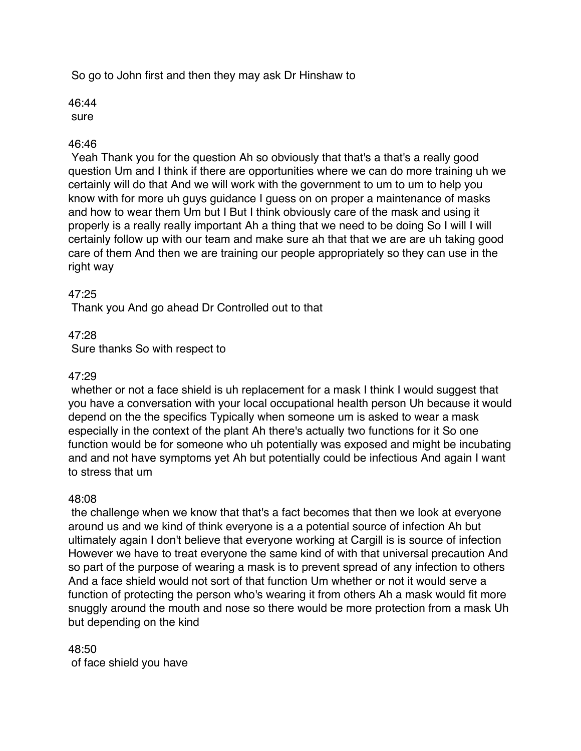So go to John first and then they may ask Dr Hinshaw to

46:44
sure

46:46
Yeah Thank you for the question Ah so obviously that that's a that's a really good question Um and I think if there are opportunities where we can do more training uh we certainly will do that And we will work with the government to um to um to help you know with for more uh guys guidance I guess on on proper a maintenance of masks and how to wear them Um but I But I think obviously care of the mask and using it properly is a really really important Ah a thing that we need to be doing So I will I will certainly follow up with our team and make sure ah that that we are are uh taking good care of them And then we are training our people appropriately so they can use in the right way

47:25
Thank you And go ahead Dr Controlled out to that

47:28
Sure thanks So with respect to

47:29
whether or not a face shield is uh replacement for a mask I think I would suggest that you have a conversation with your local occupational health person Uh because it would depend on the the specifics Typically when someone um is asked to wear a mask especially in the context of the plant Ah there's actually two functions for it So one function would be for someone who uh potentially was exposed and might be incubating and and not have symptoms yet Ah but potentially could be infectious And again I want to stress that um

48:08
the challenge when we know that that's a fact becomes that then we look at everyone around us and we kind of think everyone is a a potential source of infection Ah but ultimately again I don't believe that everyone working at Cargill is is source of infection However we have to treat everyone the same kind of with that universal precaution And so part of the purpose of wearing a mask is to prevent spread of any infection to others And a face shield would not sort of that function Um whether or not it would serve a function of protecting the person who's wearing it from others Ah a mask would fit more snuggly around the mouth and nose so there would be more protection from a mask Uh but depending on the kind

48:50
of face shield you have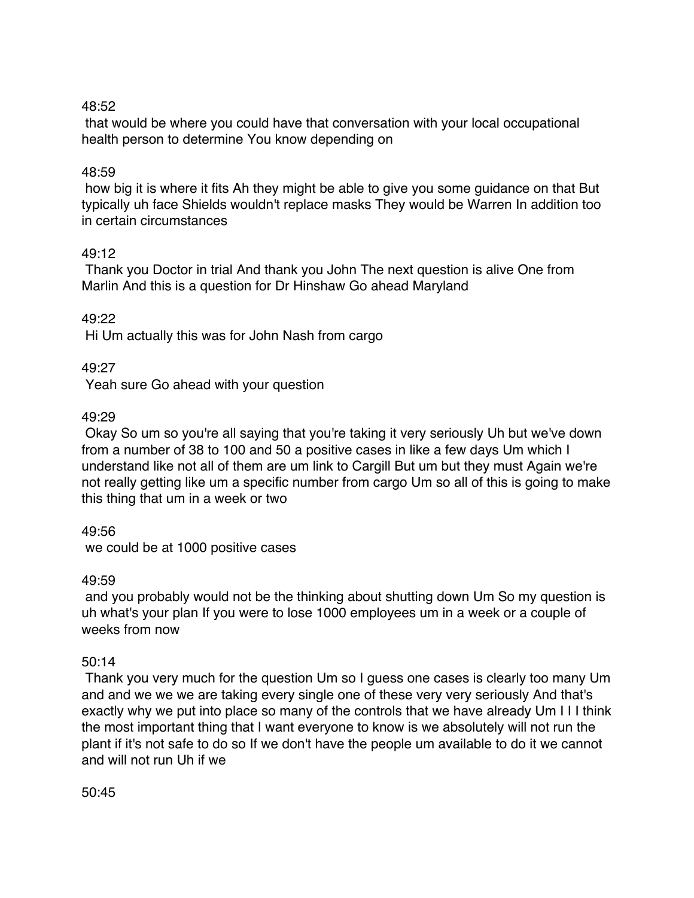48:52

that would be where you could have that conversation with your local occupational health person to determine You know depending on

48:59

how big it is where it fits Ah they might be able to give you some guidance on that But typically uh face Shields wouldn't replace masks They would be Warren In addition too in certain circumstances

49:12

Thank you Doctor in trial And thank you John The next question is alive One from Marlin And this is a question for Dr Hinshaw Go ahead Maryland

49:22

Hi Um actually this was for John Nash from cargo

49:27

Yeah sure Go ahead with your question

49:29

Okay So um so you're all saying that you're taking it very seriously Uh but we've down from a number of 38 to 100 and 50 a positive cases in like a few days Um which I understand like not all of them are um link to Cargill But um but they must Again we're not really getting like um a specific number from cargo Um so all of this is going to make this thing that um in a week or two

49:56

we could be at 1000 positive cases

49:59

and you probably would not be the thinking about shutting down Um So my question is uh what's your plan If you were to lose 1000 employees um in a week or a couple of weeks from now

50:14

Thank you very much for the question Um so I guess one cases is clearly too many Um and and we we we are taking every single one of these very very seriously And that's exactly why we put into place so many of the controls that we have already Um I I I think the most important thing that I want everyone to know is we absolutely will not run the plant if it's not safe to do so If we don't have the people um available to do it we cannot and will not run Uh if we

50:45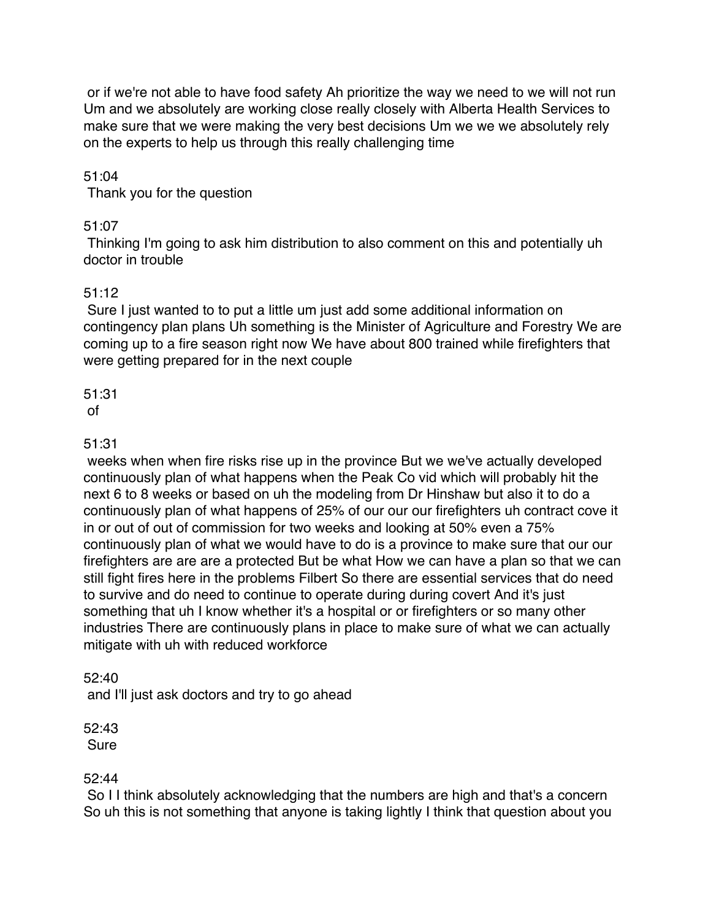or if we're not able to have food safety Ah prioritize the way we need to we will not run Um and we absolutely are working close really closely with Alberta Health Services to make sure that we were making the very best decisions Um we we we absolutely rely on the experts to help us through this really challenging time

51:04
Thank you for the question

51:07
Thinking I'm going to ask him distribution to also comment on this and potentially uh doctor in trouble

51:12
Sure I just wanted to to put a little um just add some additional information on contingency plan plans Uh something is the Minister of Agriculture and Forestry We are coming up to a fire season right now We have about 800 trained while firefighters that were getting prepared for in the next couple

51:31
of

51:31
weeks when when fire risks rise up in the province But we we've actually developed continuously plan of what happens when the Peak Co vid which will probably hit the next 6 to 8 weeks or based on uh the modeling from Dr Hinshaw but also it to do a continuously plan of what happens of 25% of our our our firefighters uh contract cove it in or out of out of commission for two weeks and looking at 50% even a 75% continuously plan of what we would have to do is a province to make sure that our our firefighters are are are a protected But be what How we can have a plan so that we can still fight fires here in the problems Filbert So there are essential services that do need to survive and do need to continue to operate during during covert And it's just something that uh I know whether it's a hospital or or firefighters or so many other industries There are continuously plans in place to make sure of what we can actually mitigate with uh with reduced workforce

52:40
and I'll just ask doctors and try to go ahead

52:43
Sure

52:44
So I I think absolutely acknowledging that the numbers are high and that's a concern So uh this is not something that anyone is taking lightly I think that question about you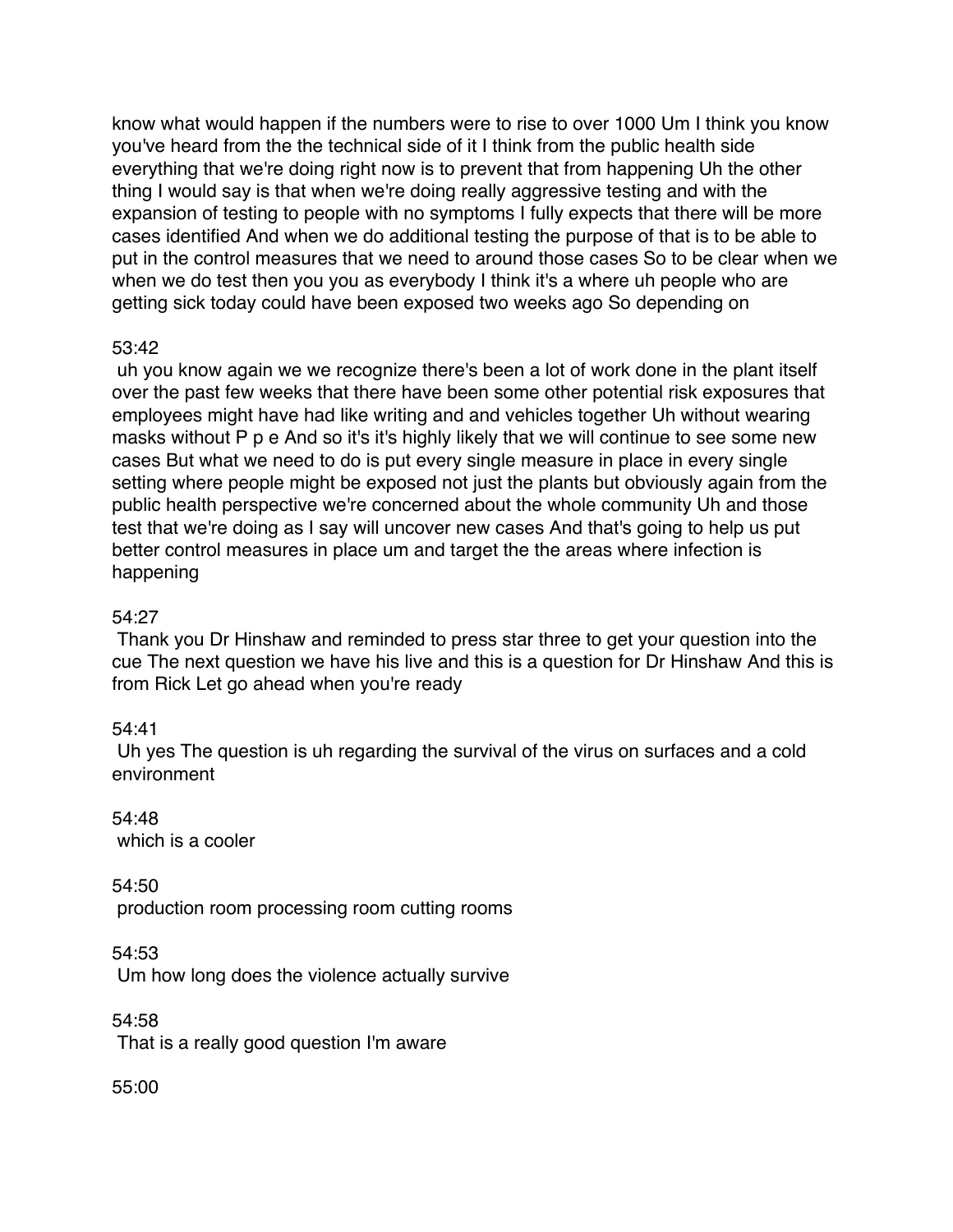know what would happen if the numbers were to rise to over 1000 Um I think you know you've heard from the the technical side of it I think from the public health side everything that we're doing right now is to prevent that from happening Uh the other thing I would say is that when we're doing really aggressive testing and with the expansion of testing to people with no symptoms I fully expects that there will be more cases identified And when we do additional testing the purpose of that is to be able to put in the control measures that we need to around those cases So to be clear when we when we do test then you you as everybody I think it's a where uh people who are getting sick today could have been exposed two weeks ago So depending on

53:42

uh you know again we we recognize there's been a lot of work done in the plant itself over the past few weeks that there have been some other potential risk exposures that employees might have had like writing and and vehicles together Uh without wearing masks without P p e And so it's it's highly likely that we will continue to see some new cases But what we need to do is put every single measure in place in every single setting where people might be exposed not just the plants but obviously again from the public health perspective we're concerned about the whole community Uh and those test that we're doing as I say will uncover new cases And that's going to help us put better control measures in place um and target the the areas where infection is happening

54:27

Thank you Dr Hinshaw and reminded to press star three to get your question into the cue The next question we have his live and this is a question for Dr Hinshaw And this is from Rick Let go ahead when you're ready

54:41

Uh yes The question is uh regarding the survival of the virus on surfaces and a cold environment

54:48

which is a cooler

54:50

production room processing room cutting rooms

54:53

Um how long does the violence actually survive

54:58

That is a really good question I'm aware

55:00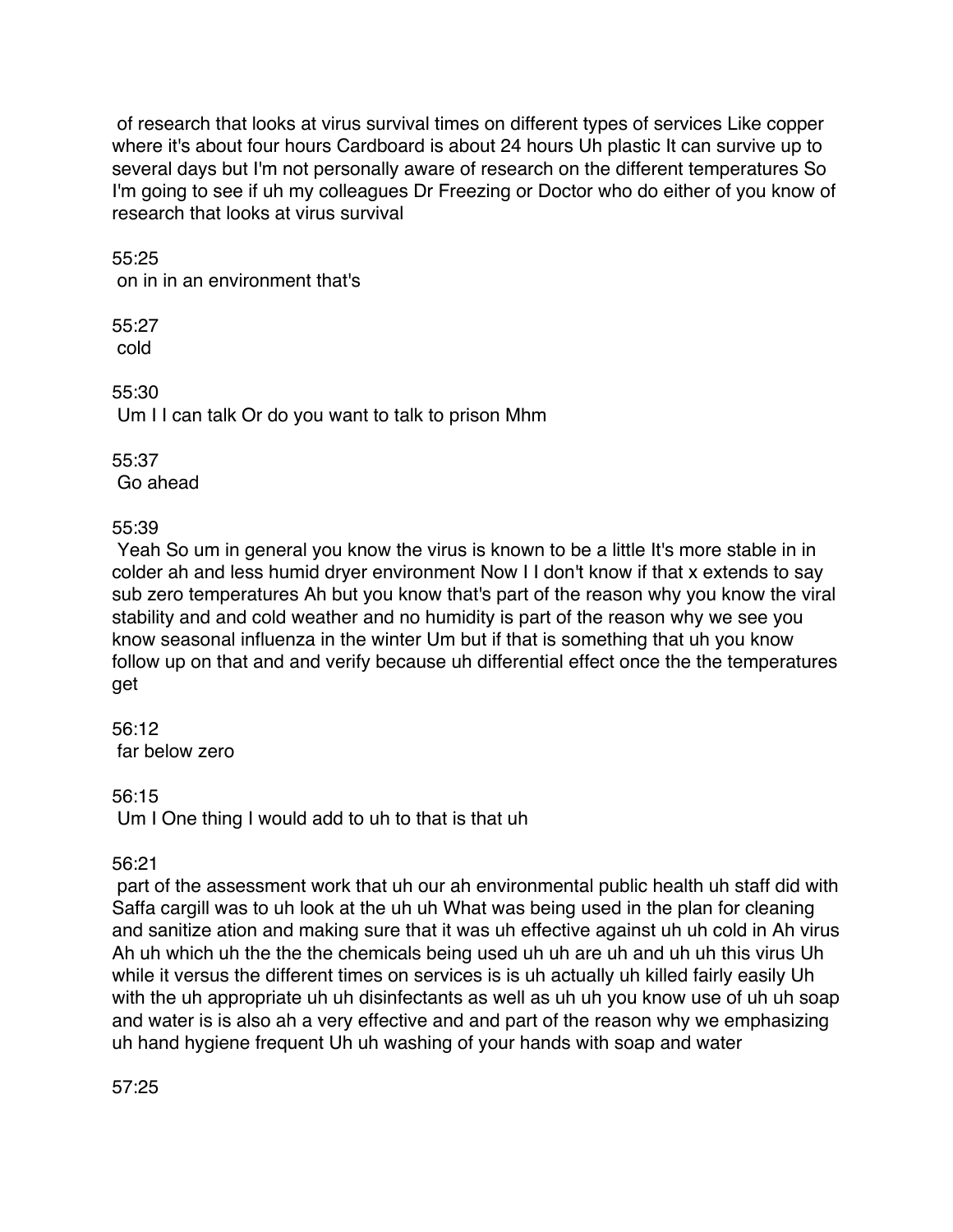of research that looks at virus survival times on different types of services Like copper where it's about four hours Cardboard is about 24 hours Uh plastic It can survive up to several days but I'm not personally aware of research on the different temperatures So I'm going to see if uh my colleagues Dr Freezing or Doctor who do either of you know of research that looks at virus survival

55:25
on in in an environment that's

55:27
cold

55:30
Um I I can talk Or do you want to talk to prison Mhm

55:37
Go ahead

55:39
Yeah So um in general you know the virus is known to be a little It's more stable in in colder ah and less humid dryer environment Now I I don't know if that x extends to say sub zero temperatures Ah but you know that's part of the reason why you know the viral stability and and cold weather and no humidity is part of the reason why we see you know seasonal influenza in the winter Um but if that is something that uh you know follow up on that and and verify because uh differential effect once the the temperatures get

56:12
far below zero

56:15
Um I One thing I would add to uh to that is that uh

56:21
part of the assessment work that uh our ah environmental public health uh staff did with Saffa cargill was to uh look at the uh uh What was being used in the plan for cleaning and sanitize ation and making sure that it was uh effective against uh uh cold in Ah virus Ah uh which uh the the the chemicals being used uh uh are uh and uh uh this virus Uh while it versus the different times on services is is uh actually uh killed fairly easily Uh with the uh appropriate uh uh disinfectants as well as uh uh you know use of uh uh soap and water is is also ah a very effective and and part of the reason why we emphasizing uh hand hygiene frequent Uh uh washing of your hands with soap and water

57:25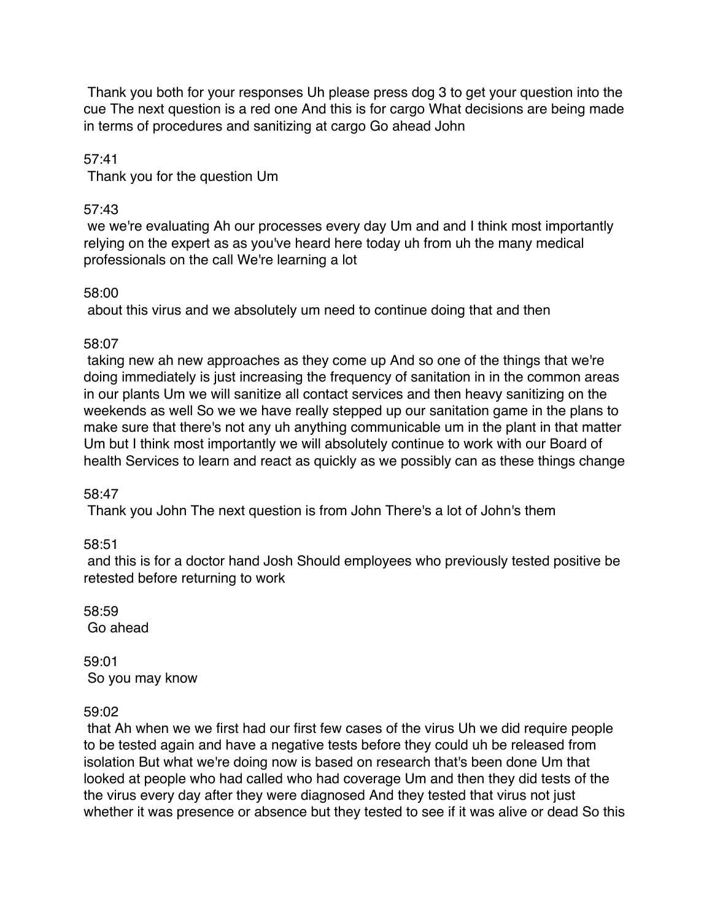Thank you both for your responses Uh please press dog 3 to get your question into the cue The next question is a red one And this is for cargo What decisions are being made in terms of procedures and sanitizing at cargo Go ahead John

57:41

Thank you for the question Um

57:43

we we're evaluating Ah our processes every day Um and and I think most importantly relying on the expert as as you've heard here today uh from uh the many medical professionals on the call We're learning a lot

58:00

about this virus and we absolutely um need to continue doing that and then

58:07

taking new ah new approaches as they come up And so one of the things that we're doing immediately is just increasing the frequency of sanitation in in the common areas in our plants Um we will sanitize all contact services and then heavy sanitizing on the weekends as well So we we have really stepped up our sanitation game in the plans to make sure that there's not any uh anything communicable um in the plant in that matter Um but I think most importantly we will absolutely continue to work with our Board of health Services to learn and react as quickly as we possibly can as these things change

58:47

Thank you John The next question is from John There's a lot of John's them

58:51

and this is for a doctor hand Josh Should employees who previously tested positive be retested before returning to work

58:59

Go ahead

59:01

So you may know

59:02

that Ah when we we first had our first few cases of the virus Uh we did require people to be tested again and have a negative tests before they could uh be released from isolation But what we're doing now is based on research that's been done Um that looked at people who had called who had coverage Um and then they did tests of the the virus every day after they were diagnosed And they tested that virus not just whether it was presence or absence but they tested to see if it was alive or dead So this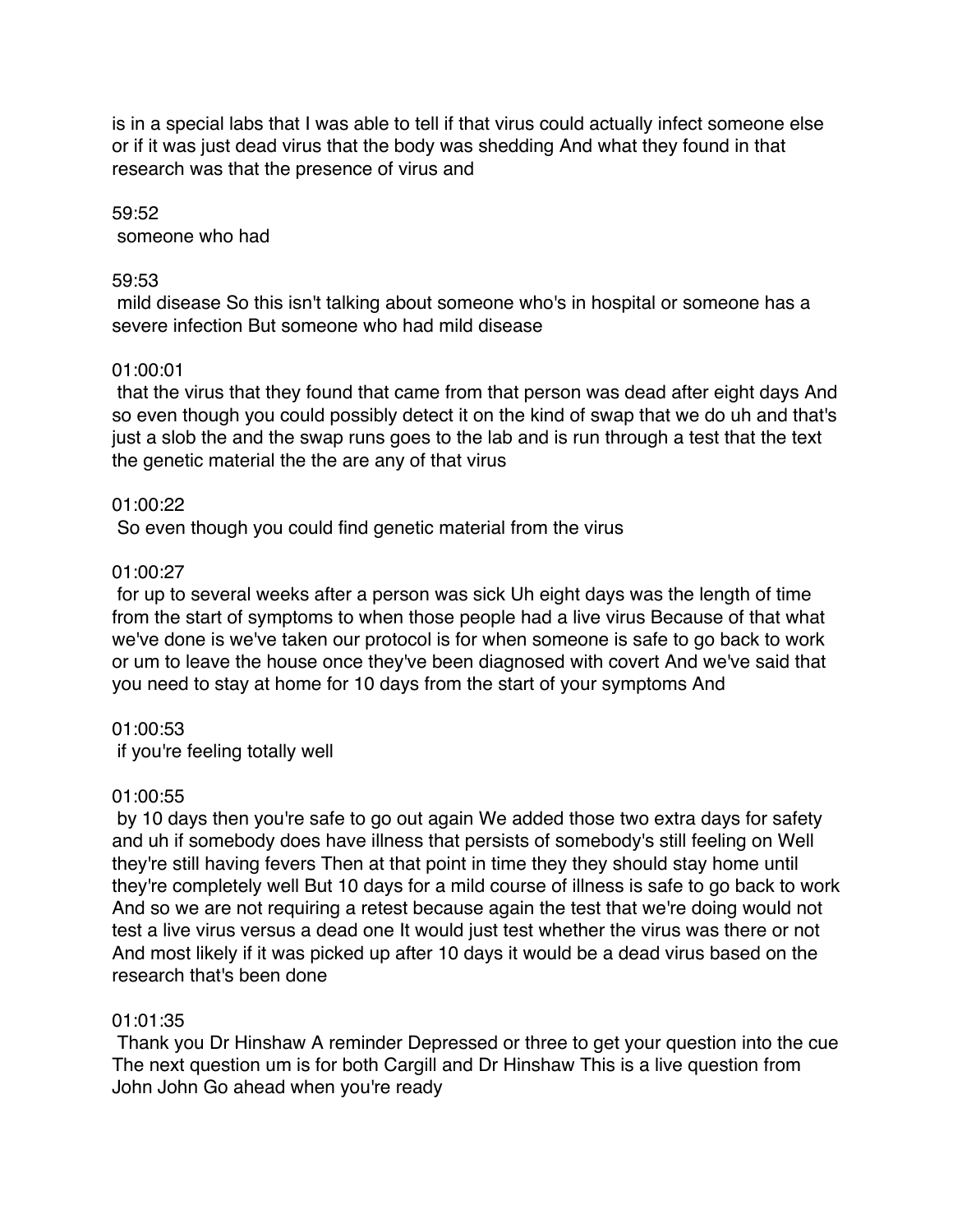is in a special labs that I was able to tell if that virus could actually infect someone else or if it was just dead virus that the body was shedding And what they found in that research was that the presence of virus and

59:52
someone who had

59:53
mild disease So this isn't talking about someone who's in hospital or someone has a severe infection But someone who had mild disease

01:00:01
that the virus that they found that came from that person was dead after eight days And so even though you could possibly detect it on the kind of swap that we do uh and that's just a slob the and the swap runs goes to the lab and is run through a test that the text the genetic material the the are any of that virus

01:00:22
So even though you could find genetic material from the virus

01:00:27
for up to several weeks after a person was sick Uh eight days was the length of time from the start of symptoms to when those people had a live virus Because of that what we've done is we've taken our protocol is for when someone is safe to go back to work or um to leave the house once they've been diagnosed with covert And we've said that you need to stay at home for 10 days from the start of your symptoms And

01:00:53
if you're feeling totally well

01:00:55
by 10 days then you're safe to go out again We added those two extra days for safety and uh if somebody does have illness that persists of somebody's still feeling on Well they're still having fevers Then at that point in time they they should stay home until they're completely well But 10 days for a mild course of illness is safe to go back to work And so we are not requiring a retest because again the test that we're doing would not test a live virus versus a dead one It would just test whether the virus was there or not And most likely if it was picked up after 10 days it would be a dead virus based on the research that's been done

01:01:35
Thank you Dr Hinshaw A reminder Depressed or three to get your question into the cue The next question um is for both Cargill and Dr Hinshaw This is a live question from John John Go ahead when you're ready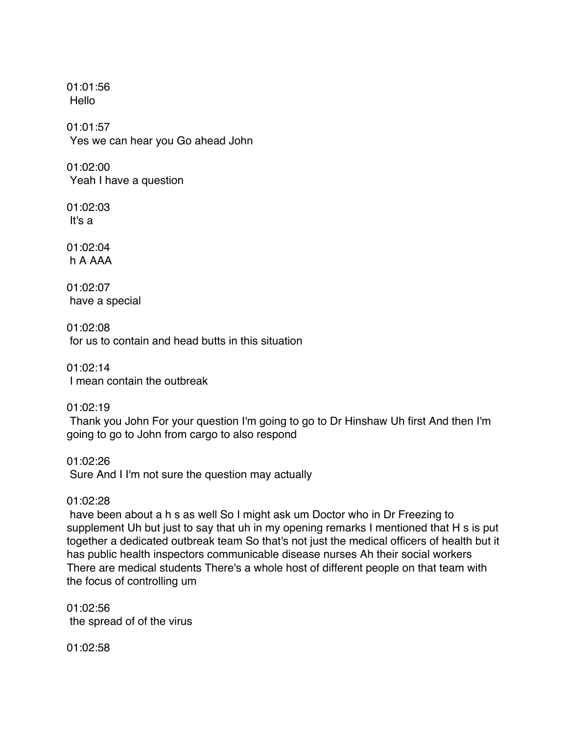01:01:56
Hello

01:01:57
Yes we can hear you Go ahead John

01:02:00
Yeah I have a question

01:02:03
It's a

01:02:04
h A AAA

01:02:07
have a special

01:02:08
for us to contain and head butts in this situation

01:02:14
I mean contain the outbreak

01:02:19
Thank you John For your question I'm going to go to Dr Hinshaw Uh first And then I'm going to go to John from cargo to also respond

01:02:26
Sure And I I'm not sure the question may actually

01:02:28
have been about a h s as well So I might ask um Doctor who in Dr Freezing to supplement Uh but just to say that uh in my opening remarks I mentioned that H s is put together a dedicated outbreak team So that's not just the medical officers of health but it has public health inspectors communicable disease nurses Ah their social workers There are medical students There's a whole host of different people on that team with the focus of controlling um

01:02:56
the spread of of the virus

01:02:58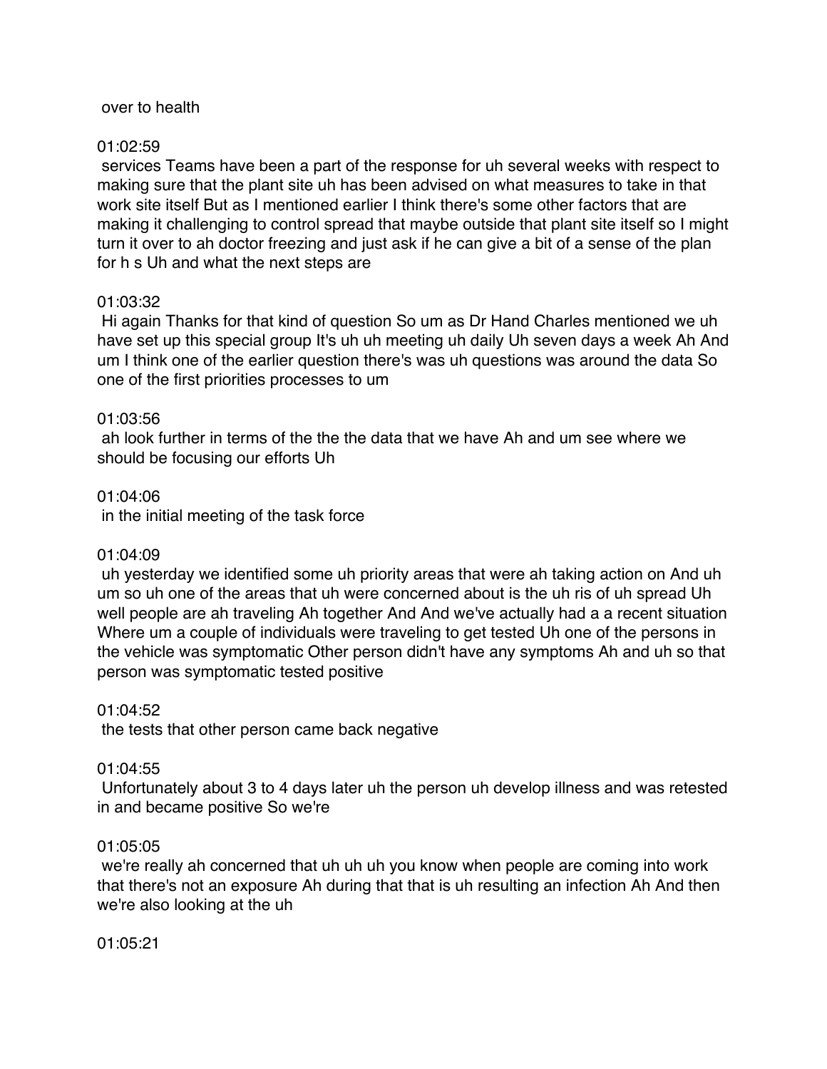over to health

01:02:59

services Teams have been a part of the response for uh several weeks with respect to making sure that the plant site uh has been advised on what measures to take in that work site itself But as I mentioned earlier I think there's some other factors that are making it challenging to control spread that maybe outside that plant site itself so I might turn it over to ah doctor freezing and just ask if he can give a bit of a sense of the plan for h s Uh and what the next steps are

01:03:32

Hi again Thanks for that kind of question So um as Dr Hand Charles mentioned we uh have set up this special group It's uh uh meeting uh daily Uh seven days a week Ah And um I think one of the earlier question there's was uh questions was around the data So one of the first priorities processes to um

01:03:56

ah look further in terms of the the the data that we have Ah and um see where we should be focusing our efforts Uh

01:04:06

in the initial meeting of the task force

01:04:09

uh yesterday we identified some uh priority areas that were ah taking action on And uh um so uh one of the areas that uh were concerned about is the uh ris of uh spread Uh well people are ah traveling Ah together And And we've actually had a a recent situation Where um a couple of individuals were traveling to get tested Uh one of the persons in the vehicle was symptomatic Other person didn't have any symptoms Ah and uh so that person was symptomatic tested positive

01:04:52

the tests that other person came back negative

01:04:55

Unfortunately about 3 to 4 days later uh the person uh develop illness and was retested in and became positive So we're

01:05:05

we're really ah concerned that uh uh uh you know when people are coming into work that there's not an exposure Ah during that that is uh resulting an infection Ah And then we're also looking at the uh

01:05:21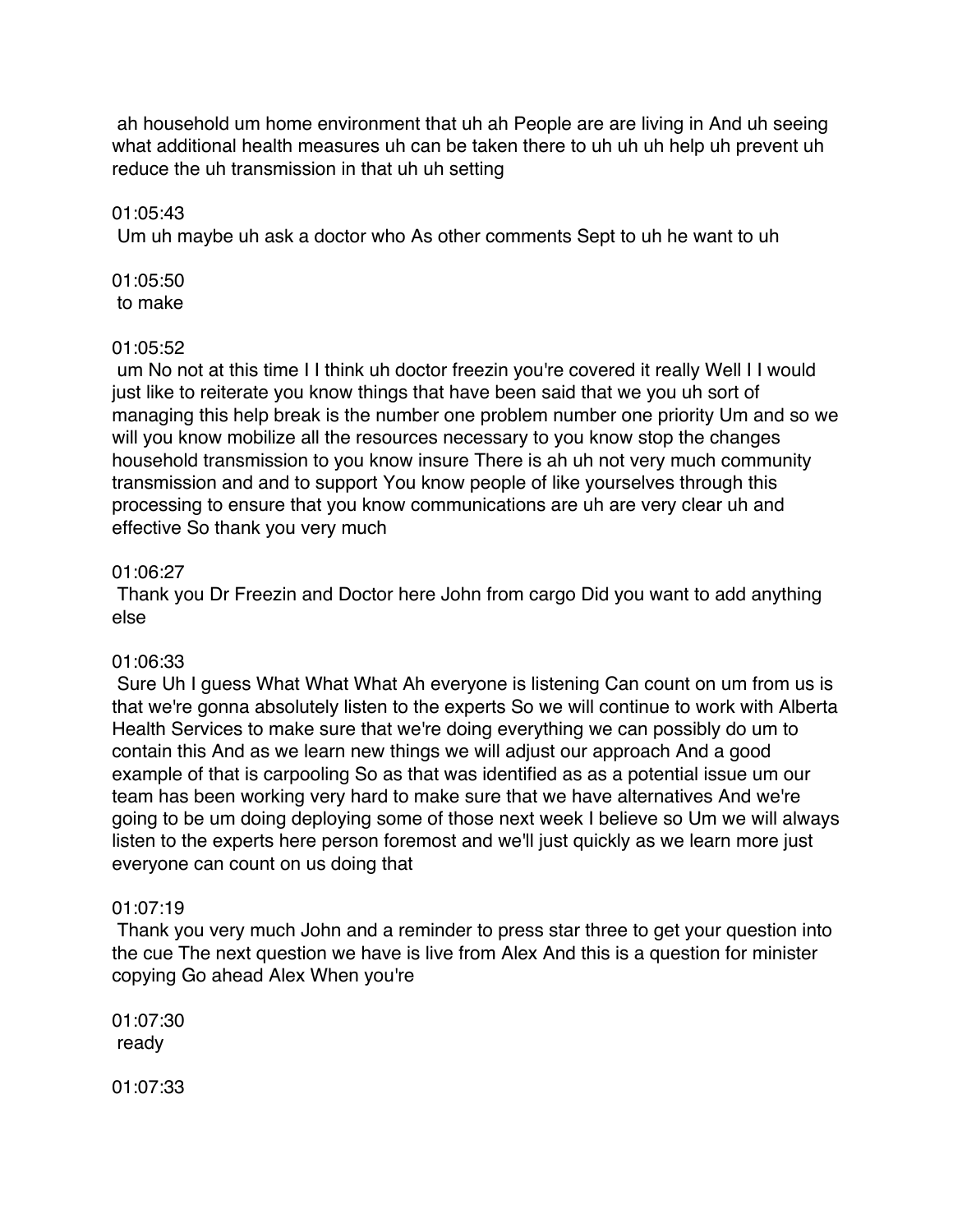ah household um home environment that uh ah People are are living in And uh seeing what additional health measures uh can be taken there to uh uh uh help uh prevent uh reduce the uh transmission in that uh uh setting

01:05:43
Um uh maybe uh ask a doctor who As other comments Sept to uh he want to uh

01:05:50
to make

01:05:52
um No not at this time I I think uh doctor freezin you're covered it really Well I I would just like to reiterate you know things that have been said that we you uh sort of managing this help break is the number one problem number one priority Um and so we will you know mobilize all the resources necessary to you know stop the changes household transmission to you know insure There is ah uh not very much community transmission and and to support You know people of like yourselves through this processing to ensure that you know communications are uh are very clear uh and effective So thank you very much

01:06:27
Thank you Dr Freezin and Doctor here John from cargo Did you want to add anything else

01:06:33
Sure Uh I guess What What What Ah everyone is listening Can count on um from us is that we're gonna absolutely listen to the experts So we will continue to work with Alberta Health Services to make sure that we're doing everything we can possibly do um to contain this And as we learn new things we will adjust our approach And a good example of that is carpooling So as that was identified as as a potential issue um our team has been working very hard to make sure that we have alternatives And we're going to be um doing deploying some of those next week I believe so Um we will always listen to the experts here person foremost and we'll just quickly as we learn more just everyone can count on us doing that

01:07:19
Thank you very much John and a reminder to press star three to get your question into the cue The next question we have is live from Alex And this is a question for minister copying Go ahead Alex When you're

01:07:30
ready

01:07:33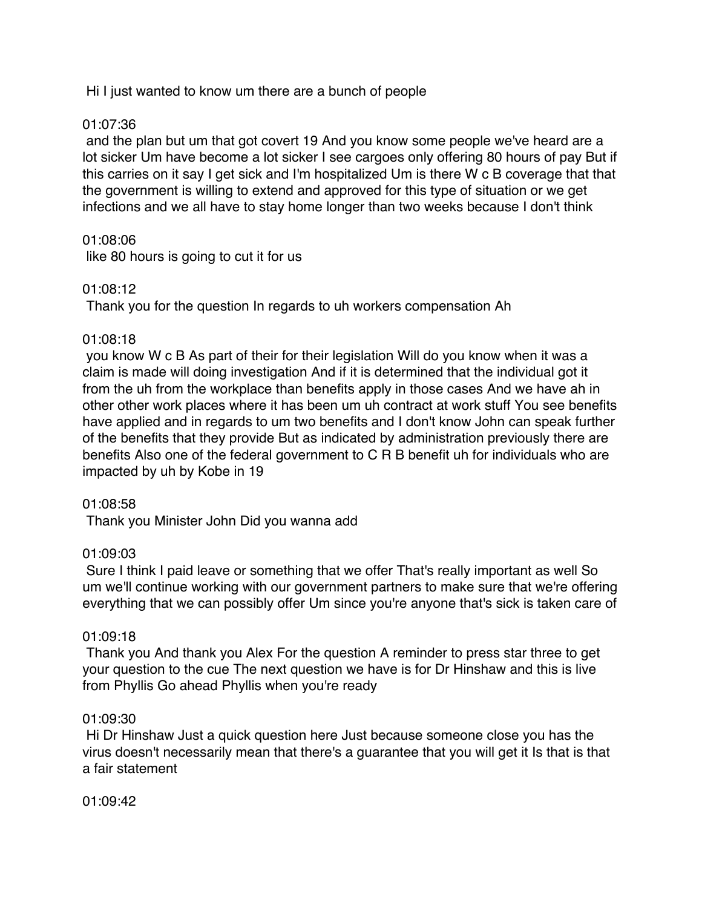Hi I just wanted to know um there are a bunch of people

01:07:36

and the plan but um that got covert 19 And you know some people we've heard are a lot sicker Um have become a lot sicker I see cargoes only offering 80 hours of pay But if this carries on it say I get sick and I'm hospitalized Um is there W c B coverage that that the government is willing to extend and approved for this type of situation or we get infections and we all have to stay home longer than two weeks because I don't think

01:08:06

like 80 hours is going to cut it for us

01:08:12

Thank you for the question In regards to uh workers compensation Ah

01:08:18

you know W c B As part of their for their legislation Will do you know when it was a claim is made will doing investigation And if it is determined that the individual got it from the uh from the workplace than benefits apply in those cases And we have ah in other other work places where it has been um uh contract at work stuff You see benefits have applied and in regards to um two benefits and I don't know John can speak further of the benefits that they provide But as indicated by administration previously there are benefits Also one of the federal government to C R B benefit uh for individuals who are impacted by uh by Kobe in 19

01:08:58

Thank you Minister John Did you wanna add

01:09:03

Sure I think I paid leave or something that we offer That's really important as well So um we'll continue working with our government partners to make sure that we're offering everything that we can possibly offer Um since you're anyone that's sick is taken care of

01:09:18

Thank you And thank you Alex For the question A reminder to press star three to get your question to the cue The next question we have is for Dr Hinshaw and this is live from Phyllis Go ahead Phyllis when you're ready

01:09:30

Hi Dr Hinshaw Just a quick question here Just because someone close you has the virus doesn't necessarily mean that there's a guarantee that you will get it Is that is that a fair statement

01:09:42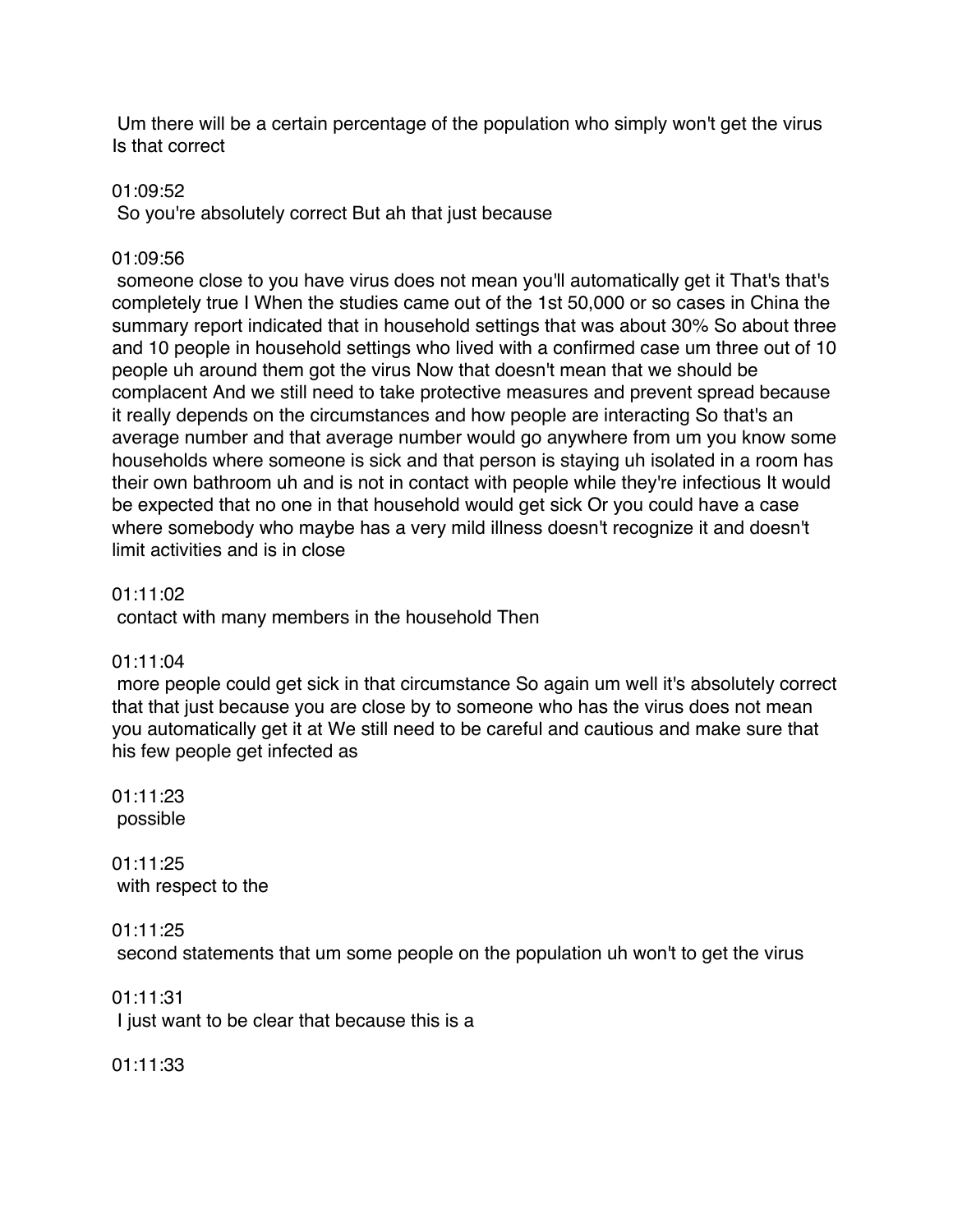Um there will be a certain percentage of the population who simply won't get the virus Is that correct

01:09:52
So you're absolutely correct But ah that just because

01:09:56
someone close to you have virus does not mean you'll automatically get it That's that's completely true I When the studies came out of the 1st 50,000 or so cases in China the summary report indicated that in household settings that was about 30% So about three and 10 people in household settings who lived with a confirmed case um three out of 10 people uh around them got the virus Now that doesn't mean that we should be complacent And we still need to take protective measures and prevent spread because it really depends on the circumstances and how people are interacting So that's an average number and that average number would go anywhere from um you know some households where someone is sick and that person is staying uh isolated in a room has their own bathroom uh and is not in contact with people while they're infectious It would be expected that no one in that household would get sick Or you could have a case where somebody who maybe has a very mild illness doesn't recognize it and doesn't limit activities and is in close

01:11:02
contact with many members in the household Then

01:11:04
more people could get sick in that circumstance So again um well it's absolutely correct that that just because you are close by to someone who has the virus does not mean you automatically get it at We still need to be careful and cautious and make sure that his few people get infected as

01:11:23
possible

01:11:25
with respect to the

01:11:25
second statements that um some people on the population uh won't to get the virus

01:11:31
I just want to be clear that because this is a

01:11:33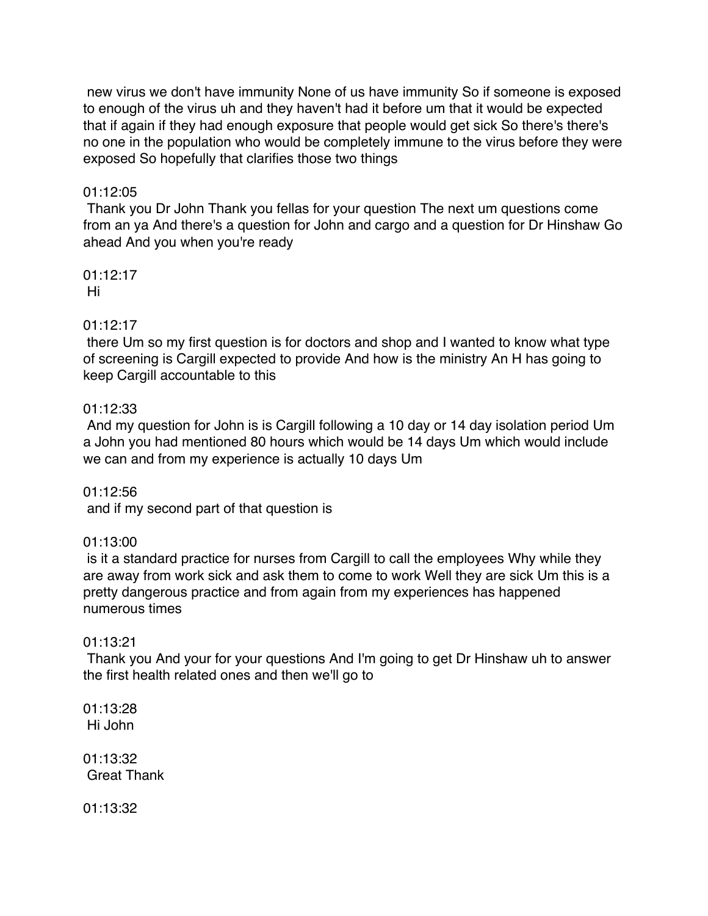new virus we don't have immunity None of us have immunity So if someone is exposed to enough of the virus uh and they haven't had it before um that it would be expected that if again if they had enough exposure that people would get sick So there's there's no one in the population who would be completely immune to the virus before they were exposed So hopefully that clarifies those two things

01:12:05
Thank you Dr John Thank you fellas for your question The next um questions come from an ya And there's a question for John and cargo and a question for Dr Hinshaw Go ahead And you when you're ready

01:12:17
Hi

01:12:17
there Um so my first question is for doctors and shop and I wanted to know what type of screening is Cargill expected to provide And how is the ministry An H has going to keep Cargill accountable to this

01:12:33
And my question for John is is Cargill following a 10 day or 14 day isolation period Um a John you had mentioned 80 hours which would be 14 days Um which would include we can and from my experience is actually 10 days Um

01:12:56
and if my second part of that question is

01:13:00
is it a standard practice for nurses from Cargill to call the employees Why while they are away from work sick and ask them to come to work Well they are sick Um this is a pretty dangerous practice and from again from my experiences has happened numerous times

01:13:21
Thank you And your for your questions And I'm going to get Dr Hinshaw uh to answer the first health related ones and then we'll go to

01:13:28
Hi John

01:13:32
Great Thank

01:13:32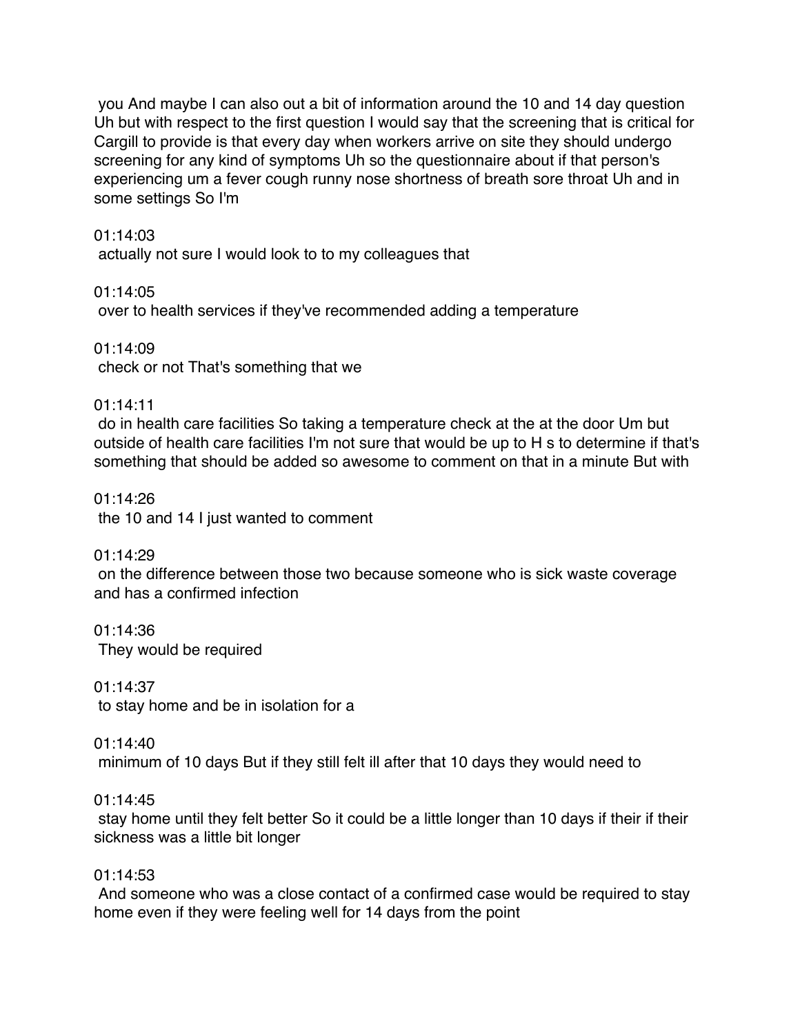you And maybe I can also out a bit of information around the 10 and 14 day question Uh but with respect to the first question I would say that the screening that is critical for Cargill to provide is that every day when workers arrive on site they should undergo screening for any kind of symptoms Uh so the questionnaire about if that person's experiencing um a fever cough runny nose shortness of breath sore throat Uh and in some settings So I'm

01:14:03
actually not sure I would look to to my colleagues that

01:14:05
over to health services if they've recommended adding a temperature

01:14:09
check or not That's something that we

01:14:11
do in health care facilities So taking a temperature check at the at the door Um but outside of health care facilities I'm not sure that would be up to H s to determine if that's something that should be added so awesome to comment on that in a minute But with

01:14:26
the 10 and 14 I just wanted to comment

01:14:29
on the difference between those two because someone who is sick waste coverage and has a confirmed infection

01:14:36
They would be required

01:14:37
to stay home and be in isolation for a

01:14:40
minimum of 10 days But if they still felt ill after that 10 days they would need to

01:14:45
stay home until they felt better So it could be a little longer than 10 days if their if their sickness was a little bit longer

01:14:53
And someone who was a close contact of a confirmed case would be required to stay home even if they were feeling well for 14 days from the point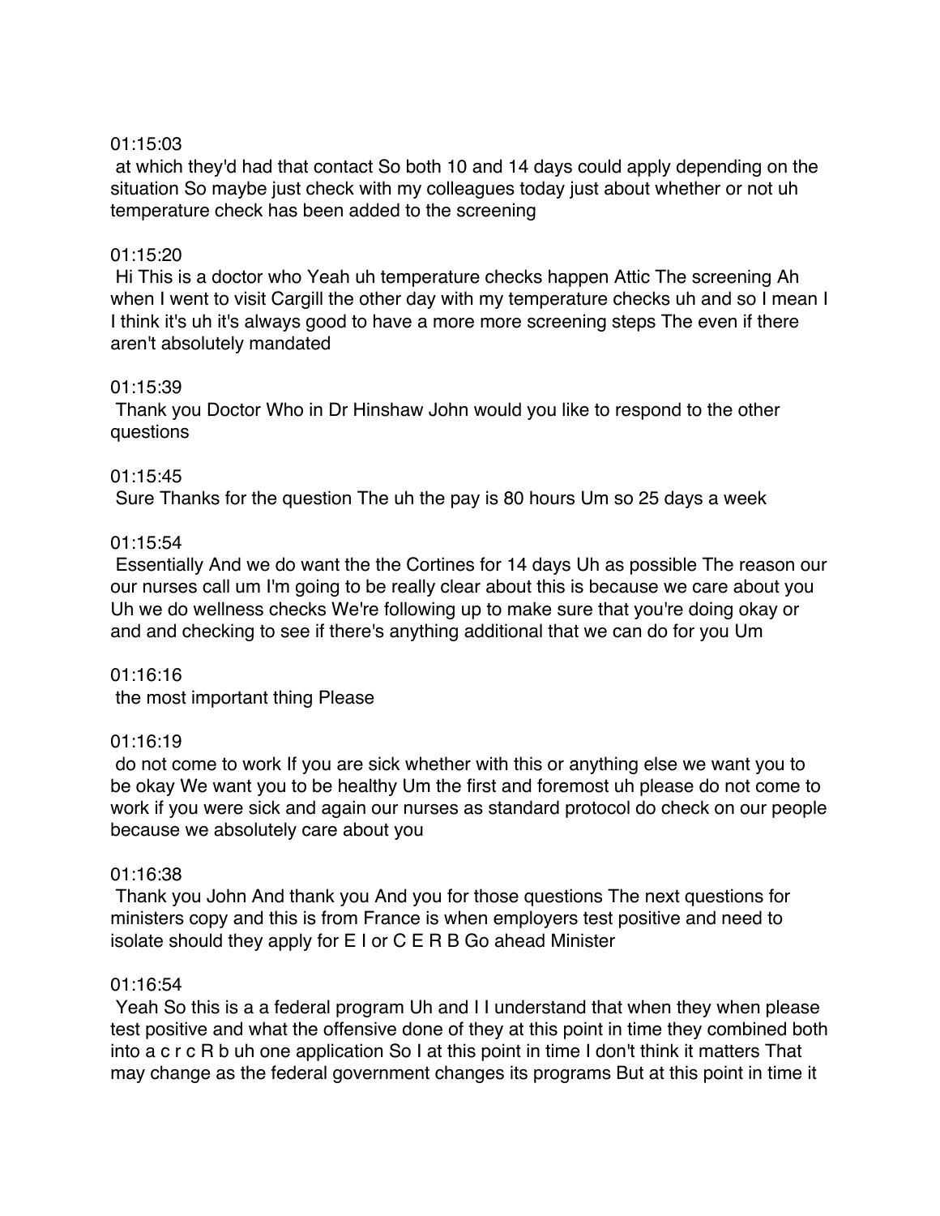01:15:03

at which they'd had that contact So both 10 and 14 days could apply depending on the situation So maybe just check with my colleagues today just about whether or not uh temperature check has been added to the screening

01:15:20

Hi This is a doctor who Yeah uh temperature checks happen Attic The screening Ah when I went to visit Cargill the other day with my temperature checks uh and so I mean I I think it's uh it's always good to have a more more screening steps The even if there aren't absolutely mandated

01:15:39

Thank you Doctor Who in Dr Hinshaw John would you like to respond to the other questions

01:15:45

Sure Thanks for the question The uh the pay is 80 hours Um so 25 days a week

01:15:54

Essentially And we do want the the Cortines for 14 days Uh as possible The reason our our nurses call um I'm going to be really clear about this is because we care about you Uh we do wellness checks We're following up to make sure that you're doing okay or and and checking to see if there's anything additional that we can do for you Um

01:16:16

the most important thing Please

01:16:19

do not come to work If you are sick whether with this or anything else we want you to be okay We want you to be healthy Um the first and foremost uh please do not come to work if you were sick and again our nurses as standard protocol do check on our people because we absolutely care about you

01:16:38

Thank you John And thank you And you for those questions The next questions for ministers copy and this is from France is when employers test positive and need to isolate should they apply for E I or C E R B Go ahead Minister

01:16:54

Yeah So this is a a federal program Uh and I I understand that when they when please test positive and what the offensive done of they at this point in time they combined both into a c r c R b uh one application So I at this point in time I don't think it matters That may change as the federal government changes its programs But at this point in time it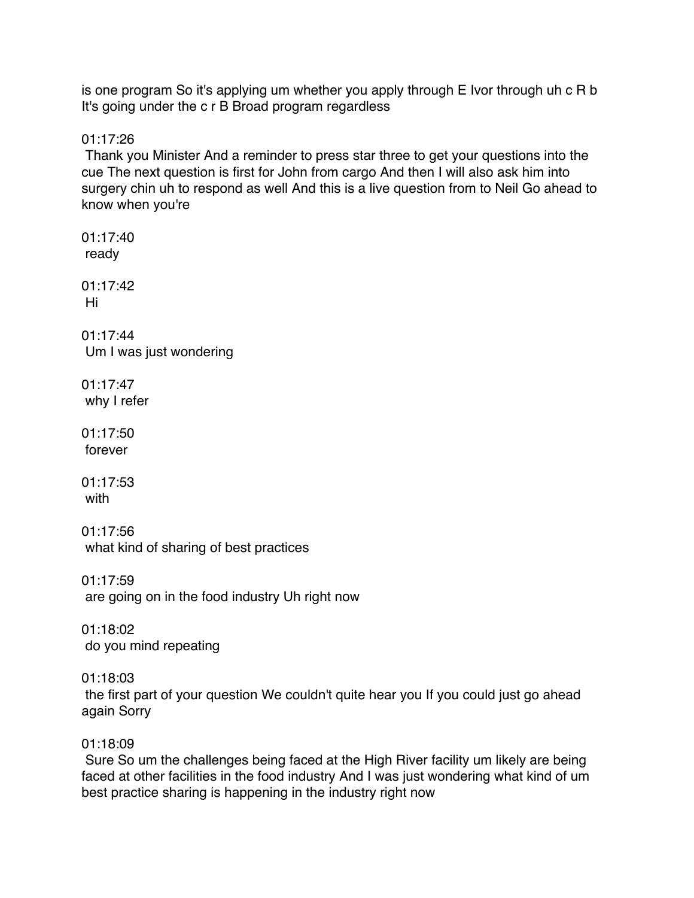is one program So it's applying um whether you apply through E Ivor through uh c R b It's going under the c r B Broad program regardless

01:17:26
 Thank you Minister And a reminder to press star three to get your questions into the cue The next question is first for John from cargo And then I will also ask him into surgery chin uh to respond as well And this is a live question from to Neil Go ahead to know when you're

01:17:40
 ready

01:17:42
 Hi

01:17:44
 Um I was just wondering

01:17:47
 why I refer

01:17:50
 forever

01:17:53
 with

01:17:56
 what kind of sharing of best practices

01:17:59
 are going on in the food industry Uh right now

01:18:02
 do you mind repeating

01:18:03
 the first part of your question We couldn't quite hear you If you could just go ahead again Sorry

01:18:09
 Sure So um the challenges being faced at the High River facility um likely are being faced at other facilities in the food industry And I was just wondering what kind of um best practice sharing is happening in the industry right now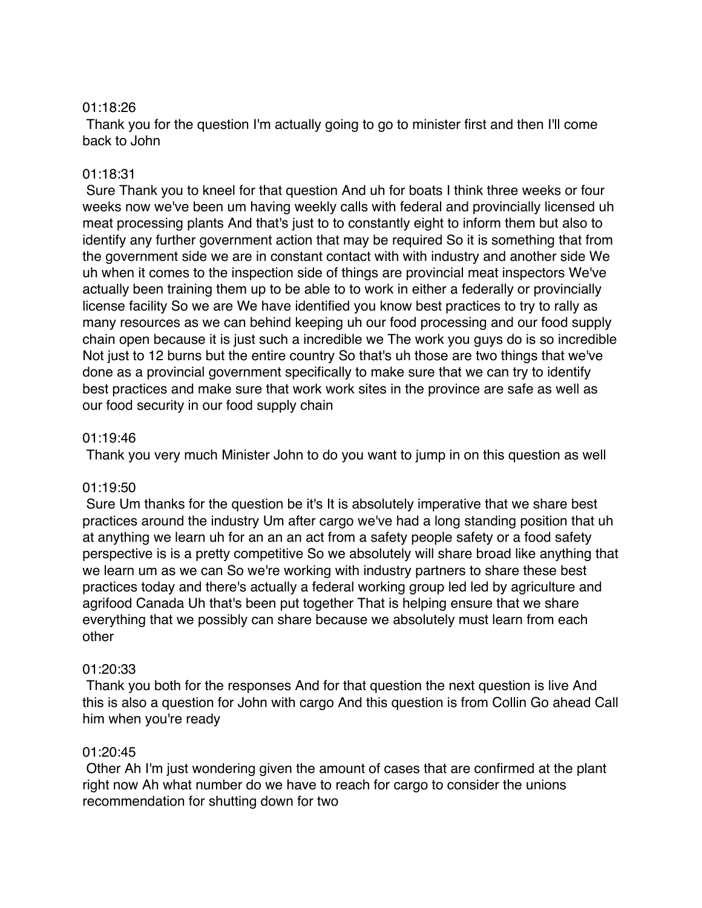01:18:26

Thank you for the question I'm actually going to go to minister first and then I'll come back to John

01:18:31

Sure Thank you to kneel for that question And uh for boats I think three weeks or four weeks now we've been um having weekly calls with federal and provincially licensed uh meat processing plants And that's just to to constantly eight to inform them but also to identify any further government action that may be required So it is something that from the government side we are in constant contact with with industry and another side We uh when it comes to the inspection side of things are provincial meat inspectors We've actually been training them up to be able to to work in either a federally or provincially license facility So we are We have identified you know best practices to try to rally as many resources as we can behind keeping uh our food processing and our food supply chain open because it is just such a incredible we The work you guys do is so incredible Not just to 12 burns but the entire country So that's uh those are two things that we've done as a provincial government specifically to make sure that we can try to identify best practices and make sure that work work sites in the province are safe as well as our food security in our food supply chain

01:19:46

Thank you very much Minister John to do you want to jump in on this question as well

01:19:50

Sure Um thanks for the question be it's It is absolutely imperative that we share best practices around the industry Um after cargo we've had a long standing position that uh at anything we learn uh for an an an act from a safety people safety or a food safety perspective is is a pretty competitive So we absolutely will share broad like anything that we learn um as we can So we're working with industry partners to share these best practices today and there's actually a federal working group led led by agriculture and agrifood Canada Uh that's been put together That is helping ensure that we share everything that we possibly can share because we absolutely must learn from each other

01:20:33

Thank you both for the responses And for that question the next question is live And this is also a question for John with cargo And this question is from Collin Go ahead Call him when you're ready

01:20:45

Other Ah I'm just wondering given the amount of cases that are confirmed at the plant right now Ah what number do we have to reach for cargo to consider the unions recommendation for shutting down for two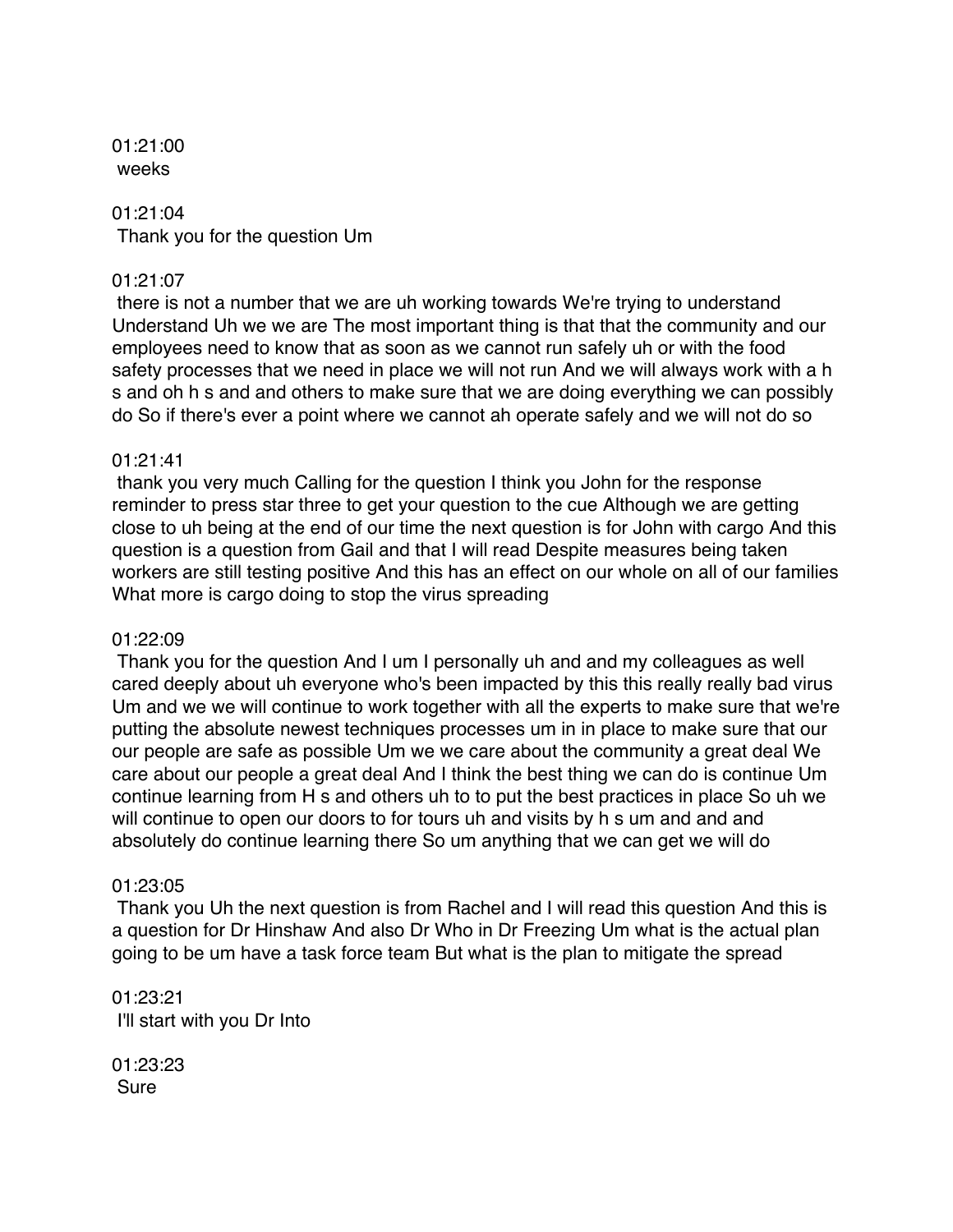01:21:00
weeks

01:21:04
Thank you for the question Um

01:21:07
there is not a number that we are uh working towards We're trying to understand Understand Uh we we are The most important thing is that that the community and our employees need to know that as soon as we cannot run safely uh or with the food safety processes that we need in place we will not run And we will always work with a h s and oh h s and and others to make sure that we are doing everything we can possibly do So if there's ever a point where we cannot ah operate safely and we will not do so

01:21:41
thank you very much Calling for the question I think you John for the response reminder to press star three to get your question to the cue Although we are getting close to uh being at the end of our time the next question is for John with cargo And this question is a question from Gail and that I will read Despite measures being taken workers are still testing positive And this has an effect on our whole on all of our families What more is cargo doing to stop the virus spreading

01:22:09
Thank you for the question And I um I personally uh and and my colleagues as well cared deeply about uh everyone who's been impacted by this this really really bad virus Um and we we will continue to work together with all the experts to make sure that we're putting the absolute newest techniques processes um in in place to make sure that our our people are safe as possible Um we we care about the community a great deal We care about our people a great deal And I think the best thing we can do is continue Um continue learning from H s and others uh to to put the best practices in place So uh we will continue to open our doors to for tours uh and visits by h s um and and and absolutely do continue learning there So um anything that we can get we will do

01:23:05
Thank you Uh the next question is from Rachel and I will read this question And this is a question for Dr Hinshaw And also Dr Who in Dr Freezing Um what is the actual plan going to be um have a task force team But what is the plan to mitigate the spread

01:23:21
I'll start with you Dr Into

01:23:23
Sure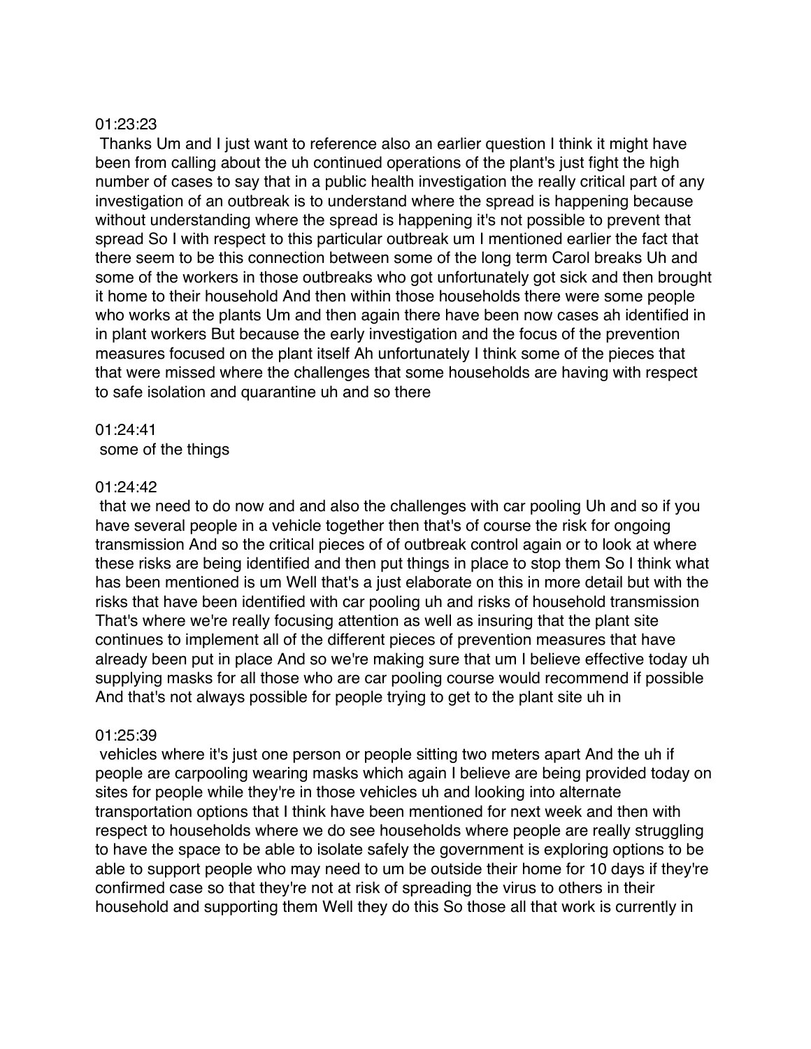01:23:23

Thanks Um and I just want to reference also an earlier question I think it might have been from calling about the uh continued operations of the plant's just fight the high number of cases to say that in a public health investigation the really critical part of any investigation of an outbreak is to understand where the spread is happening because without understanding where the spread is happening it's not possible to prevent that spread So I with respect to this particular outbreak um I mentioned earlier the fact that there seem to be this connection between some of the long term Carol breaks Uh and some of the workers in those outbreaks who got unfortunately got sick and then brought it home to their household And then within those households there were some people who works at the plants Um and then again there have been now cases ah identified in in plant workers But because the early investigation and the focus of the prevention measures focused on the plant itself Ah unfortunately I think some of the pieces that that were missed where the challenges that some households are having with respect to safe isolation and quarantine uh and so there

01:24:41

some of the things

01:24:42

that we need to do now and and also the challenges with car pooling Uh and so if you have several people in a vehicle together then that's of course the risk for ongoing transmission And so the critical pieces of of outbreak control again or to look at where these risks are being identified and then put things in place to stop them So I think what has been mentioned is um Well that's a just elaborate on this in more detail but with the risks that have been identified with car pooling uh and risks of household transmission That's where we're really focusing attention as well as insuring that the plant site continues to implement all of the different pieces of prevention measures that have already been put in place And so we're making sure that um I believe effective today uh supplying masks for all those who are car pooling course would recommend if possible And that's not always possible for people trying to get to the plant site uh in

01:25:39

vehicles where it's just one person or people sitting two meters apart And the uh if people are carpooling wearing masks which again I believe are being provided today on sites for people while they're in those vehicles uh and looking into alternate transportation options that I think have been mentioned for next week and then with respect to households where we do see households where people are really struggling to have the space to be able to isolate safely the government is exploring options to be able to support people who may need to um be outside their home for 10 days if they're confirmed case so that they're not at risk of spreading the virus to others in their household and supporting them Well they do this So those all that work is currently in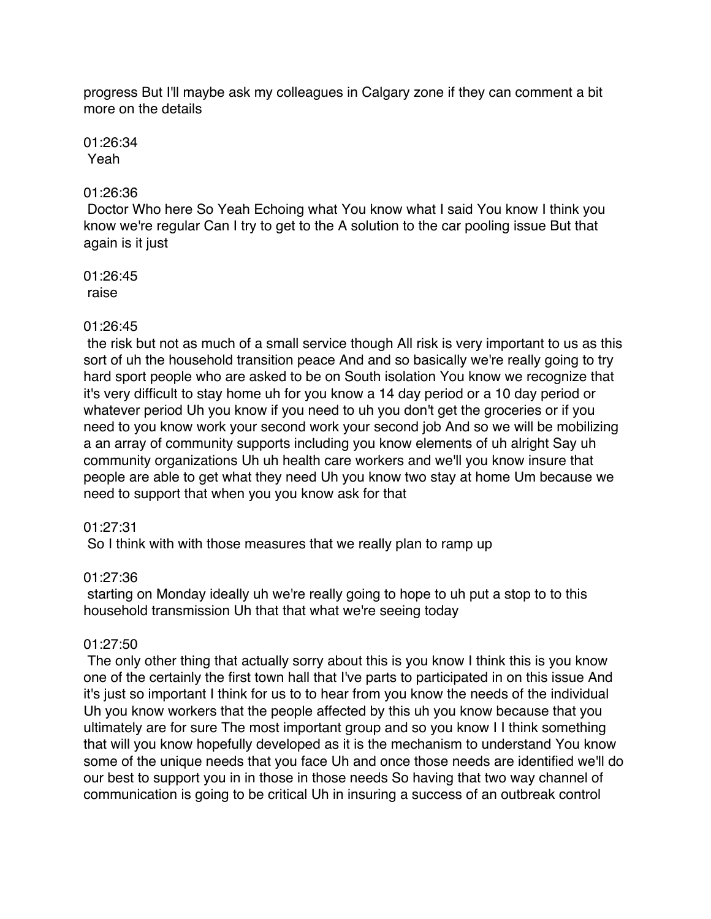progress But I'll maybe ask my colleagues in Calgary zone if they can comment a bit more on the details

01:26:34
Yeah

01:26:36
Doctor Who here So Yeah Echoing what You know what I said You know I think you know we're regular Can I try to get to the A solution to the car pooling issue But that again is it just

01:26:45
raise

01:26:45
the risk but not as much of a small service though All risk is very important to us as this sort of uh the household transition peace And and so basically we're really going to try hard sport people who are asked to be on South isolation You know we recognize that it's very difficult to stay home uh for you know a 14 day period or a 10 day period or whatever period Uh you know if you need to uh you don't get the groceries or if you need to you know work your second work your second job And so we will be mobilizing a an array of community supports including you know elements of uh alright Say uh community organizations Uh uh health care workers and we'll you know insure that people are able to get what they need Uh you know two stay at home Um because we need to support that when you you know ask for that

01:27:31
So I think with with those measures that we really plan to ramp up

01:27:36
starting on Monday ideally uh we're really going to hope to uh put a stop to to this household transmission Uh that that what we're seeing today

01:27:50
The only other thing that actually sorry about this is you know I think this is you know one of the certainly the first town hall that I've parts to participated in on this issue And it's just so important I think for us to to hear from you know the needs of the individual Uh you know workers that the people affected by this uh you know because that you ultimately are for sure The most important group and so you know I I think something that will you know hopefully developed as it is the mechanism to understand You know some of the unique needs that you face Uh and once those needs are identified we'll do our best to support you in in those in those needs So having that two way channel of communication is going to be critical Uh in insuring a success of an outbreak control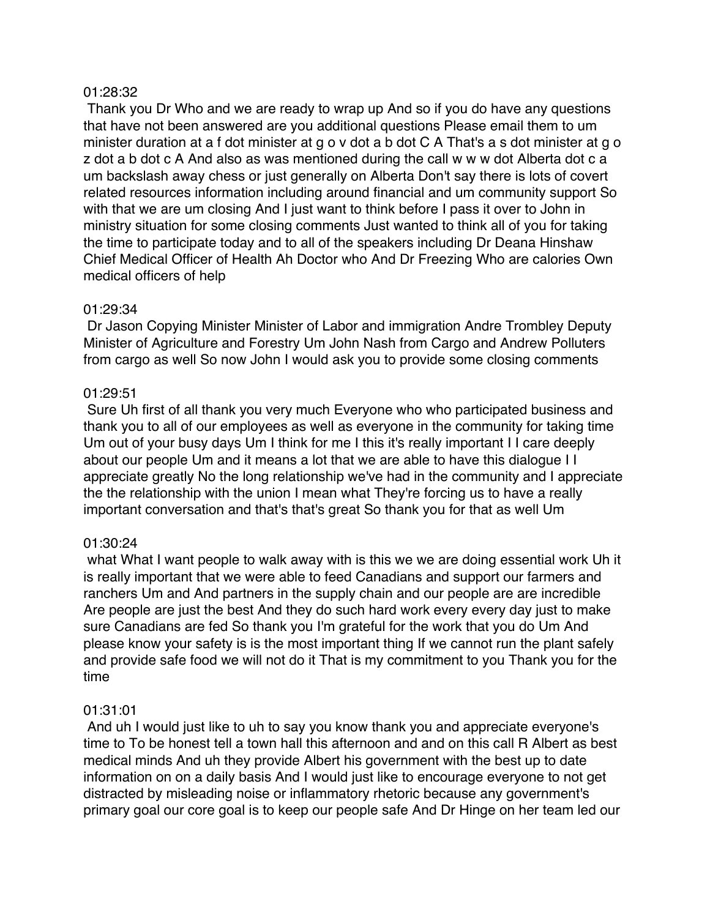01:28:32

Thank you Dr Who and we are ready to wrap up And so if you do have any questions that have not been answered are you additional questions Please email them to um minister duration at a f dot minister at g o v dot a b dot C A That's a s dot minister at g o z dot a b dot c A And also as was mentioned during the call w w w dot Alberta dot c a um backslash away chess or just generally on Alberta Don't say there is lots of covert related resources information including around financial and um community support So with that we are um closing And I just want to think before I pass it over to John in ministry situation for some closing comments Just wanted to think all of you for taking the time to participate today and to all of the speakers including Dr Deana Hinshaw Chief Medical Officer of Health Ah Doctor who And Dr Freezing Who are calories Own medical officers of help

01:29:34

Dr Jason Copying Minister Minister of Labor and immigration Andre Trombley Deputy Minister of Agriculture and Forestry Um John Nash from Cargo and Andrew Polluters from cargo as well So now John I would ask you to provide some closing comments

01:29:51

Sure Uh first of all thank you very much Everyone who who participated business and thank you to all of our employees as well as everyone in the community for taking time Um out of your busy days Um I think for me I this it's really important I I care deeply about our people Um and it means a lot that we are able to have this dialogue I I appreciate greatly No the long relationship we've had in the community and I appreciate the the relationship with the union I mean what They're forcing us to have a really important conversation and that's that's great So thank you for that as well Um

01:30:24

what What I want people to walk away with is this we we are doing essential work Uh it is really important that we were able to feed Canadians and support our farmers and ranchers Um and And partners in the supply chain and our people are are incredible Are people are just the best And they do such hard work every every day just to make sure Canadians are fed So thank you I'm grateful for the work that you do Um And please know your safety is is the most important thing If we cannot run the plant safely and provide safe food we will not do it That is my commitment to you Thank you for the time

01:31:01

And uh I would just like to uh to say you know thank you and appreciate everyone's time to To be honest tell a town hall this afternoon and and on this call R Albert as best medical minds And uh they provide Albert his government with the best up to date information on on a daily basis And I would just like to encourage everyone to not get distracted by misleading noise or inflammatory rhetoric because any government's primary goal our core goal is to keep our people safe And Dr Hinge on her team led our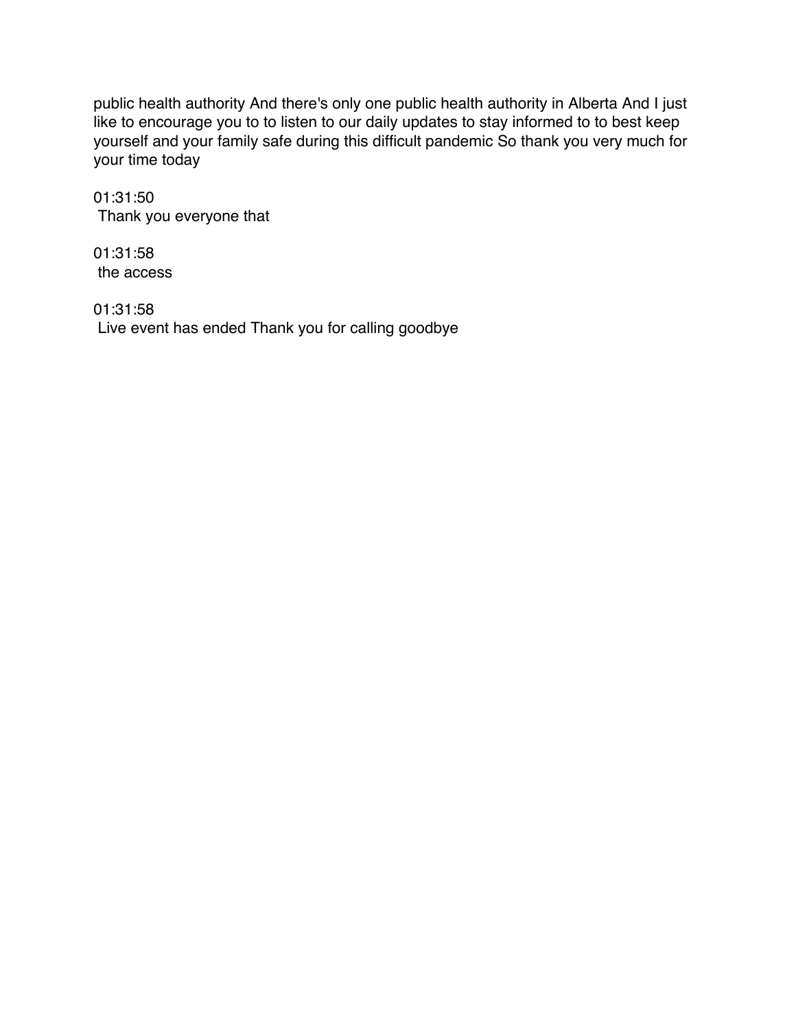public health authority And there's only one public health authority in Alberta And I just like to encourage you to to listen to our daily updates to stay informed to to best keep yourself and your family safe during this difficult pandemic So thank you very much for your time today

01:31:50
Thank you everyone that

01:31:58
the access

01:31:58
Live event has ended Thank you for calling goodbye